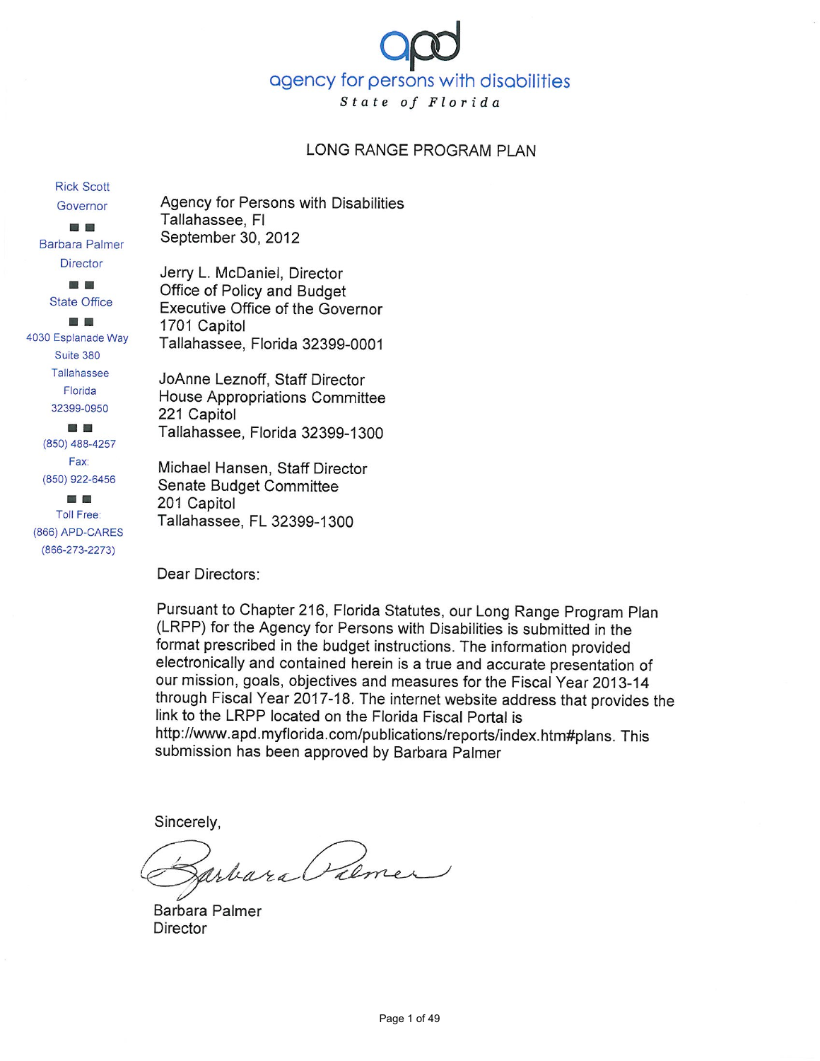apd

agency for persons with disabilities

*State of Florida*

# LONG RANGE PROGRAM PLAN

Rick Scott
Governor

Barbara Palmer
Director

State Office

4030 Esplanade Way
Suite 380
Tallahassee
Florida
32399-0950

(850) 488-4257

Fax:
(850) 922-6456

Toll Free:
(866) APD-CARES
(866-273-2273)

Agency for Persons with Disabilities
Tallahassee, Fl
September 30, 2012

Jerry L. McDaniel, Director
Office of Policy and Budget
Executive Office of the Governor
1701 Capitol
Tallahassee, Florida 32399-0001

JoAnne Leznoff, Staff Director
House Appropriations Committee
221 Capitol
Tallahassee, Florida 32399-1300

Michael Hansen, Staff Director
Senate Budget Committee
201 Capitol
Tallahassee, FL 32399-1300

Dear Directors:

Pursuant to Chapter 216, Florida Statutes, our Long Range Program Plan (LRPP) for the Agency for Persons with Disabilities is submitted in the format prescribed in the budget instructions. The information provided electronically and contained herein is a true and accurate presentation of our mission, goals, objectives and measures for the Fiscal Year 2013-14 through Fiscal Year 2017-18. The internet website address that provides the link to the LRPP located on the Florida Fiscal Portal is http://www.apd.myflorida.com/publications/reports/index.htm#plans. This submission has been approved by Barbara Palmer

Sincerely,

Barbara Palmer
Director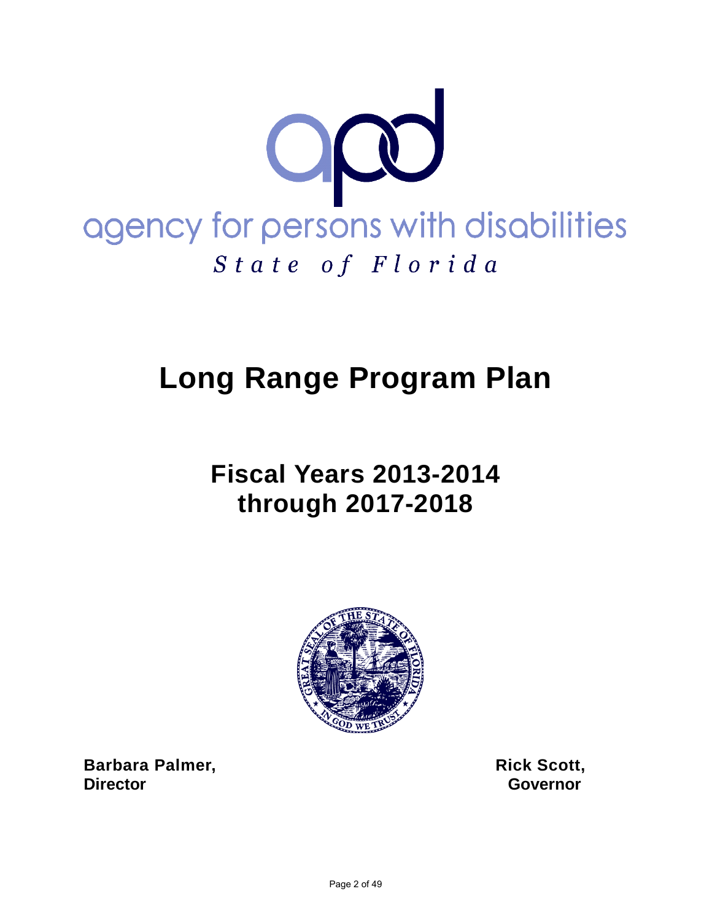apd

agency for persons with disabilities

*State of Florida*

# Long Range Program Plan

## Fiscal Years 2013-2014 through 2017-2018

**Barbara Palmer,**
**Director**

**Rick Scott,**
**Governor**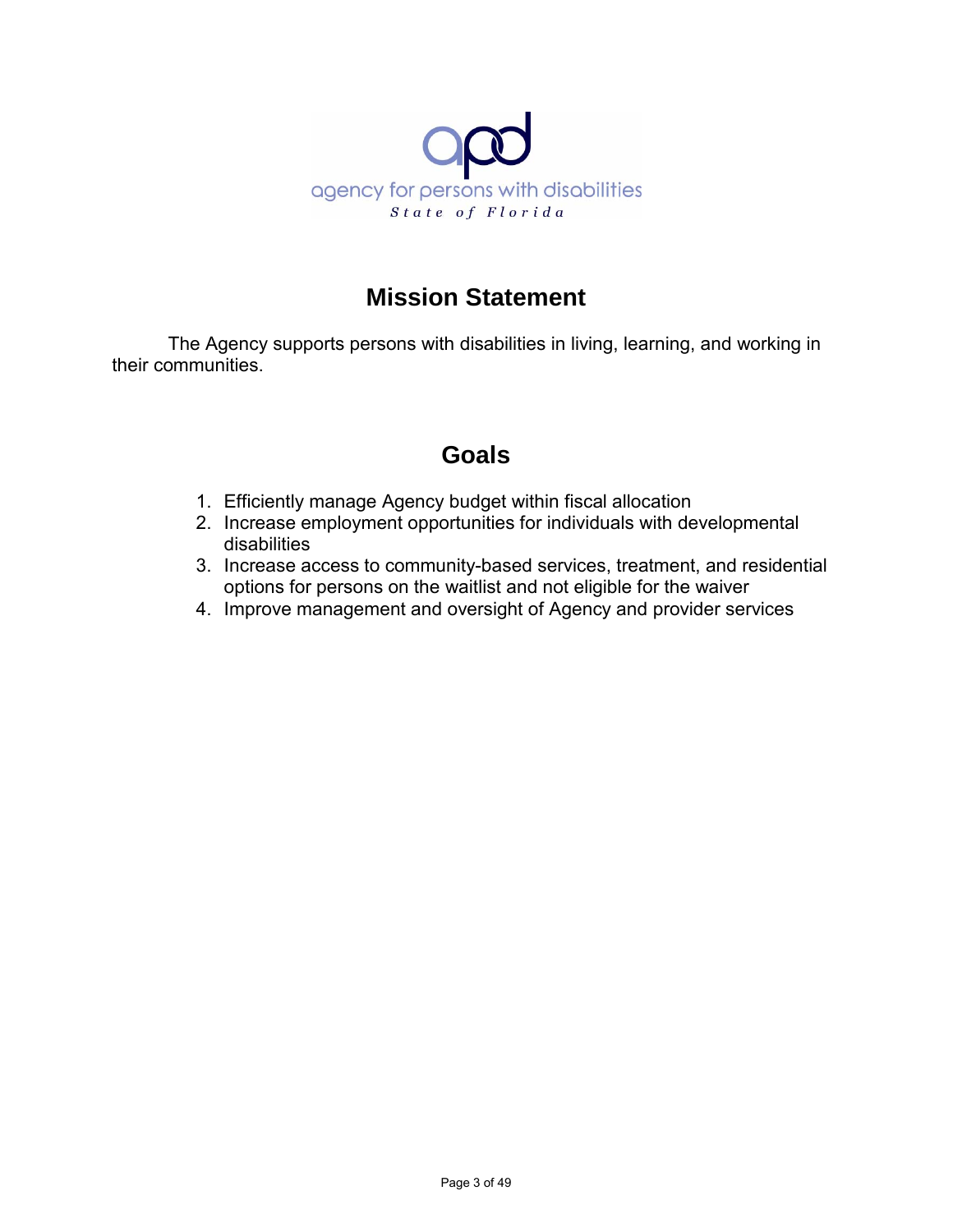apd

agency for persons with disabilities

*State of Florida*

## Mission Statement

The Agency supports persons with disabilities in living, learning, and working in their communities.

## Goals

1. Efficiently manage Agency budget within fiscal allocation
2. Increase employment opportunities for individuals with developmental disabilities
3. Increase access to community-based services, treatment, and residential options for persons on the waitlist and not eligible for the waiver
4. Improve management and oversight of Agency and provider services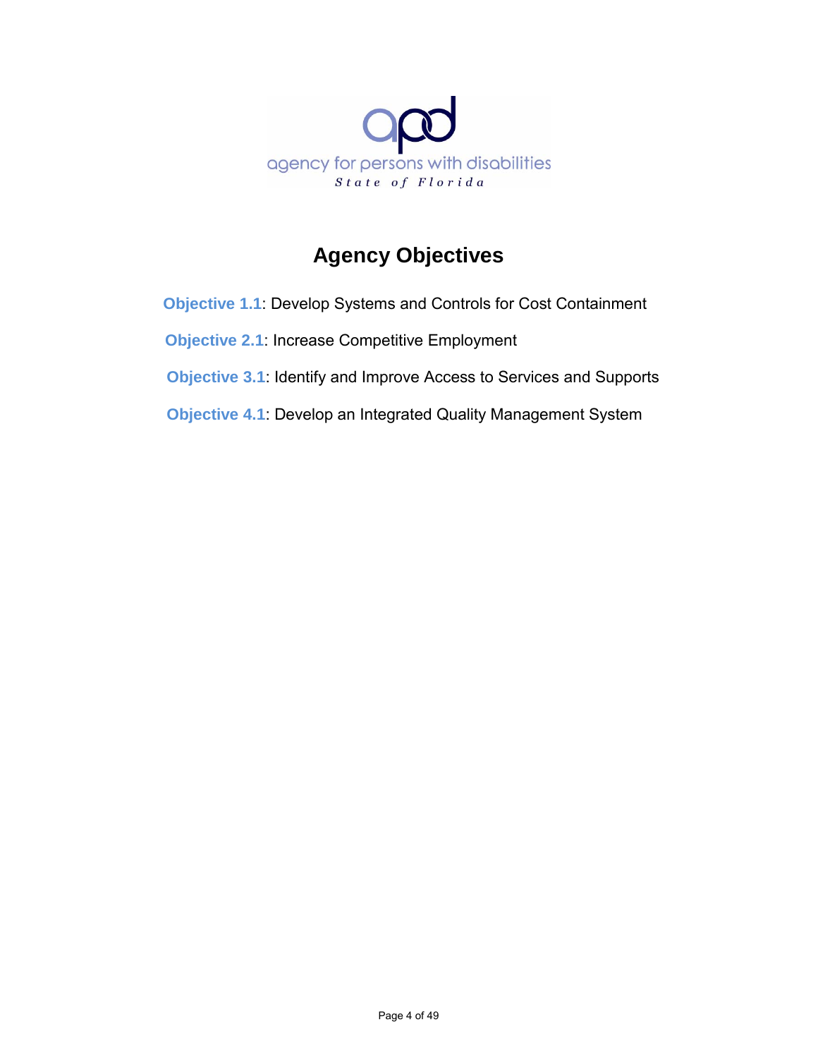# Agency Objectives

**Objective 1.1**: Develop Systems and Controls for Cost Containment

**Objective 2.1**: Increase Competitive Employment

**Objective 3.1**: Identify and Improve Access to Services and Supports

**Objective 4.1**: Develop an Integrated Quality Management System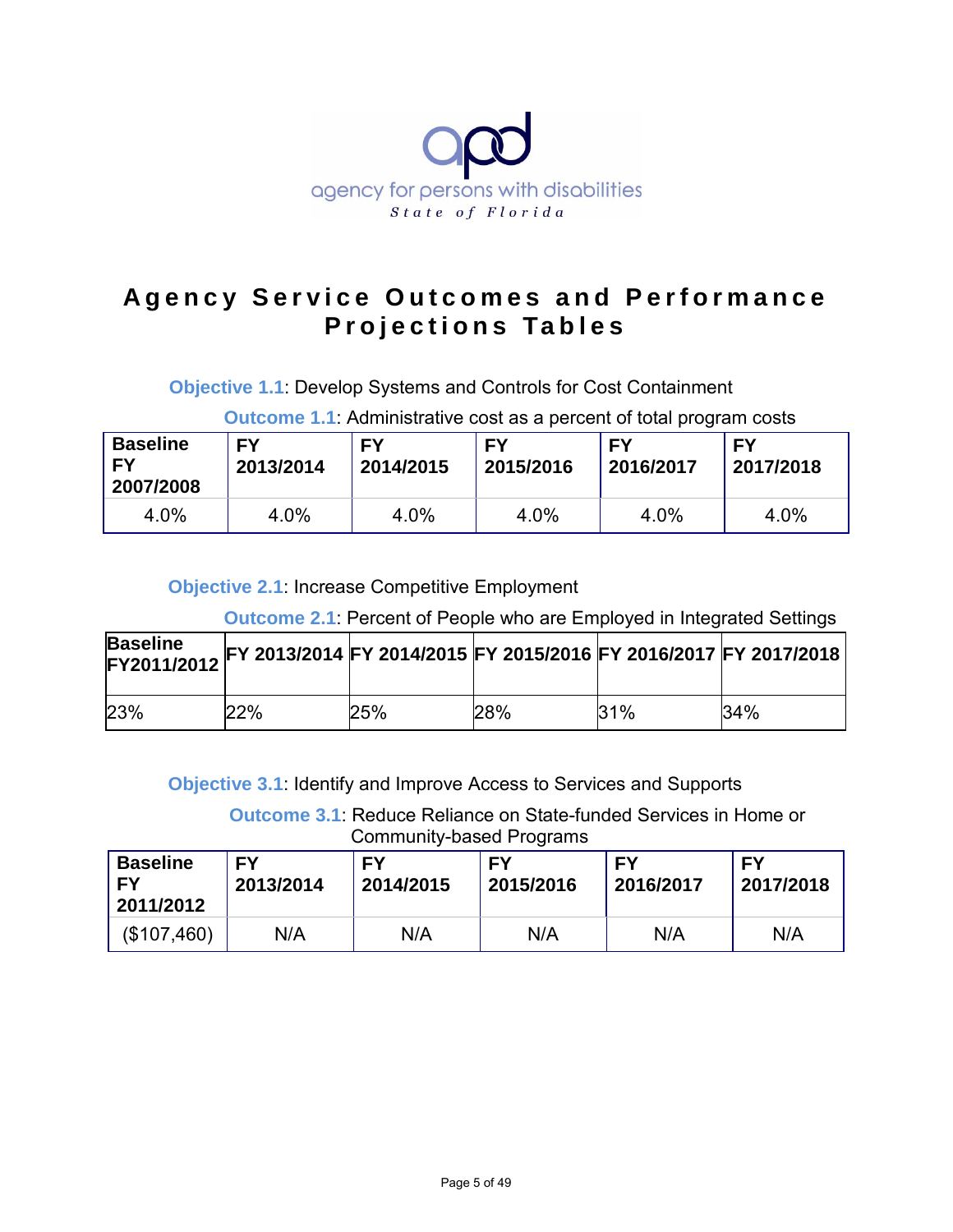agency for persons with disabilities
State of Florida

# Agency Service Outcomes and Performance Projections Tables

**Objective 1.1**: Develop Systems and Controls for Cost Containment

**Outcome 1.1**: Administrative cost as a percent of total program costs

| Baseline FY 2007/2008 | FY 2013/2014 | FY 2014/2015 | FY 2015/2016 | FY 2016/2017 | FY 2017/2018 |
|---|---|---|---|---|---|
| 4.0% | 4.0% | 4.0% | 4.0% | 4.0% | 4.0% |

**Objective 2.1**: Increase Competitive Employment

**Outcome 2.1**: Percent of People who are Employed in Integrated Settings

| Baseline FY2011/2012 | FY 2013/2014 | FY 2014/2015 | FY 2015/2016 | FY 2016/2017 | FY 2017/2018 |
|---|---|---|---|---|---|
| 23% | 22% | 25% | 28% | 31% | 34% |

**Objective 3.1**: Identify and Improve Access to Services and Supports

**Outcome 3.1**: Reduce Reliance on State-funded Services in Home or Community-based Programs

| Baseline FY 2011/2012 | FY 2013/2014 | FY 2014/2015 | FY 2015/2016 | FY 2016/2017 | FY 2017/2018 |
|---|---|---|---|---|---|
| ($107,460) | N/A | N/A | N/A | N/A | N/A |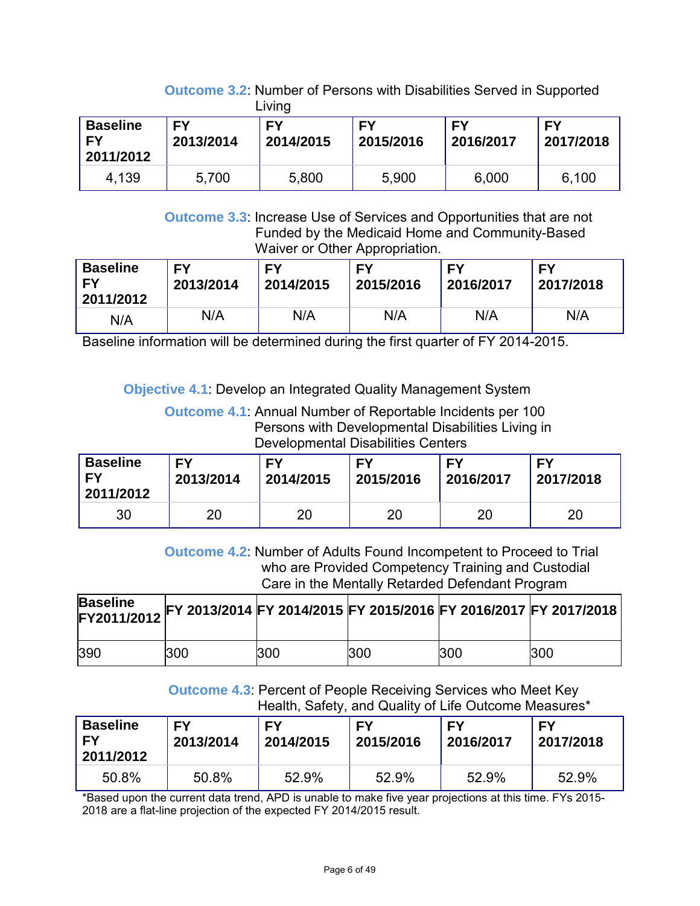**Outcome 3.2**: Number of Persons with Disabilities Served in Supported Living

| Baseline FY 2011/2012 | FY 2013/2014 | FY 2014/2015 | FY 2015/2016 | FY 2016/2017 | FY 2017/2018 |
|---|---|---|---|---|---|
| 4,139 | 5,700 | 5,800 | 5,900 | 6,000 | 6,100 |

**Outcome 3.3**: Increase Use of Services and Opportunities that are not Funded by the Medicaid Home and Community-Based Waiver or Other Appropriation.

| Baseline FY 2011/2012 | FY 2013/2014 | FY 2014/2015 | FY 2015/2016 | FY 2016/2017 | FY 2017/2018 |
|---|---|---|---|---|---|
| N/A | N/A | N/A | N/A | N/A | N/A |

Baseline information will be determined during the first quarter of FY 2014-2015.

**Objective 4.1**: Develop an Integrated Quality Management System

**Outcome 4.1**: Annual Number of Reportable Incidents per 100 Persons with Developmental Disabilities Living in Developmental Disabilities Centers

| Baseline FY 2011/2012 | FY 2013/2014 | FY 2014/2015 | FY 2015/2016 | FY 2016/2017 | FY 2017/2018 |
|---|---|---|---|---|---|
| 30 | 20 | 20 | 20 | 20 | 20 |

**Outcome 4.2**: Number of Adults Found Incompetent to Proceed to Trial who are Provided Competency Training and Custodial Care in the Mentally Retarded Defendant Program

| Baseline FY2011/2012 | FY 2013/2014 | FY 2014/2015 | FY 2015/2016 | FY 2016/2017 | FY 2017/2018 |
|---|---|---|---|---|---|
| 390 | 300 | 300 | 300 | 300 | 300 |

**Outcome 4.3**: Percent of People Receiving Services who Meet Key Health, Safety, and Quality of Life Outcome Measures*

| Baseline FY 2011/2012 | FY 2013/2014 | FY 2014/2015 | FY 2015/2016 | FY 2016/2017 | FY 2017/2018 |
|---|---|---|---|---|---|
| 50.8% | 50.8% | 52.9% | 52.9% | 52.9% | 52.9% |

*Based upon the current data trend, APD is unable to make five year projections at this time. FYs 2015-2018 are a flat-line projection of the expected FY 2014/2015 result.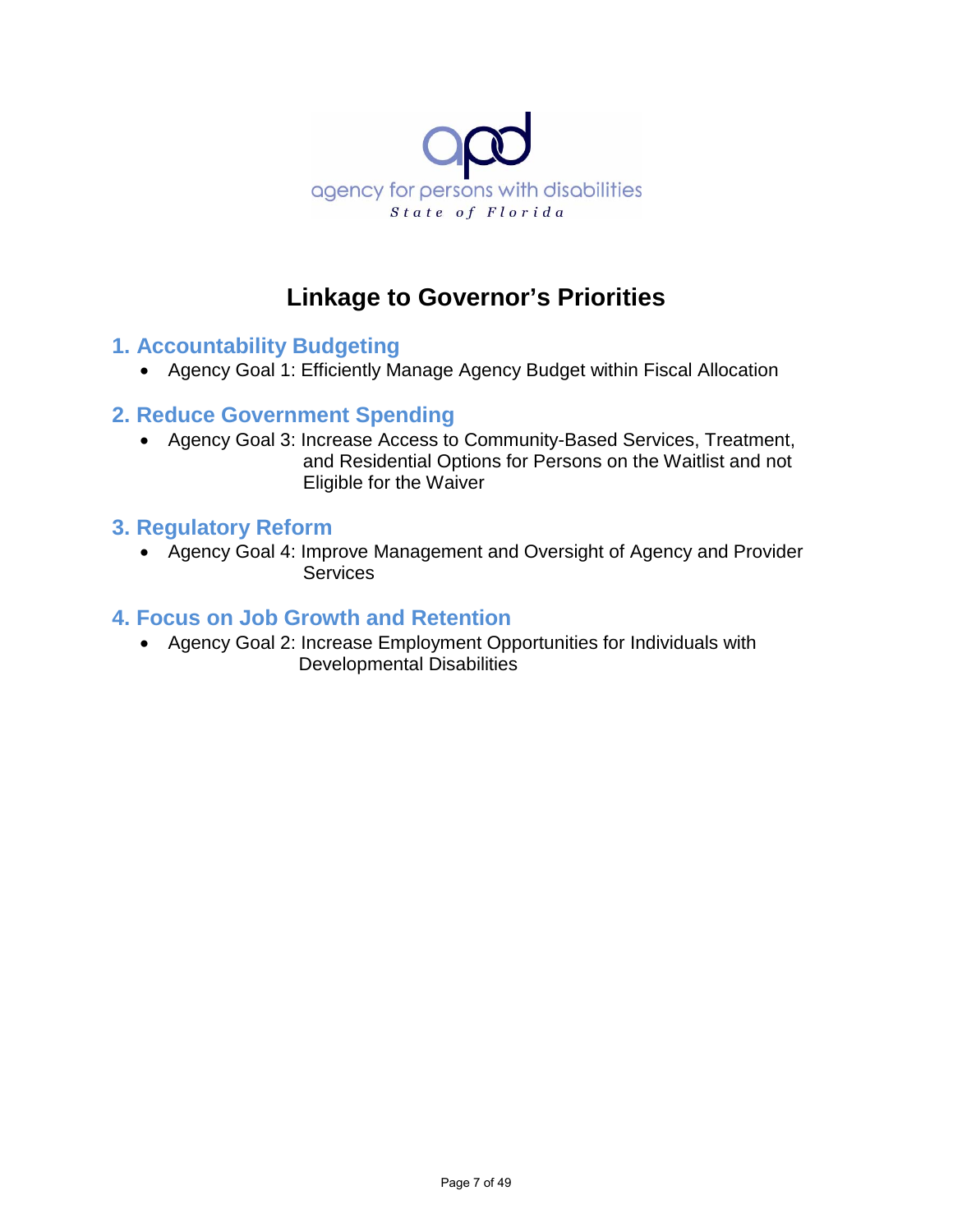# Linkage to Governor's Priorities

## 1. Accountability Budgeting

- Agency Goal 1: Efficiently Manage Agency Budget within Fiscal Allocation

## 2. Reduce Government Spending

- Agency Goal 3: Increase Access to Community-Based Services, Treatment, and Residential Options for Persons on the Waitlist and not Eligible for the Waiver

## 3. Regulatory Reform

- Agency Goal 4: Improve Management and Oversight of Agency and Provider Services

## 4. Focus on Job Growth and Retention

- Agency Goal 2: Increase Employment Opportunities for Individuals with Developmental Disabilities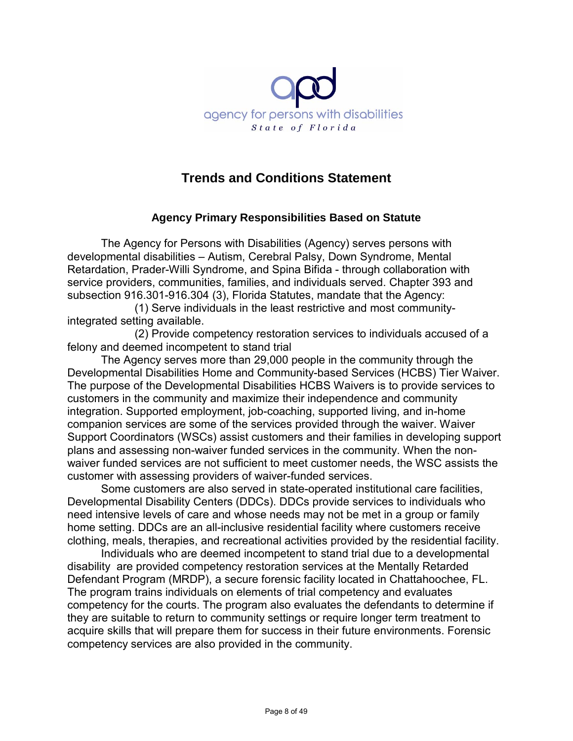agency for persons with disabilities
*State of Florida*

# Trends and Conditions Statement

## Agency Primary Responsibilities Based on Statute

The Agency for Persons with Disabilities (Agency) serves persons with developmental disabilities – Autism, Cerebral Palsy, Down Syndrome, Mental Retardation, Prader-Willi Syndrome, and Spina Bifida - through collaboration with service providers, communities, families, and individuals served. Chapter 393 and subsection 916.301-916.304 (3), Florida Statutes, mandate that the Agency:

(1) Serve individuals in the least restrictive and most community-integrated setting available.

(2) Provide competency restoration services to individuals accused of a felony and deemed incompetent to stand trial

The Agency serves more than 29,000 people in the community through the Developmental Disabilities Home and Community-based Services (HCBS) Tier Waiver. The purpose of the Developmental Disabilities HCBS Waivers is to provide services to customers in the community and maximize their independence and community integration. Supported employment, job-coaching, supported living, and in-home companion services are some of the services provided through the waiver. Waiver Support Coordinators (WSCs) assist customers and their families in developing support plans and assessing non-waiver funded services in the community. When the non-waiver funded services are not sufficient to meet customer needs, the WSC assists the customer with assessing providers of waiver-funded services.

Some customers are also served in state-operated institutional care facilities, Developmental Disability Centers (DDCs). DDCs provide services to individuals who need intensive levels of care and whose needs may not be met in a group or family home setting. DDCs are an all-inclusive residential facility where customers receive clothing, meals, therapies, and recreational activities provided by the residential facility.

Individuals who are deemed incompetent to stand trial due to a developmental disability are provided competency restoration services at the Mentally Retarded Defendant Program (MRDP), a secure forensic facility located in Chattahoochee, FL. The program trains individuals on elements of trial competency and evaluates competency for the courts. The program also evaluates the defendants to determine if they are suitable to return to community settings or require longer term treatment to acquire skills that will prepare them for success in their future environments. Forensic competency services are also provided in the community.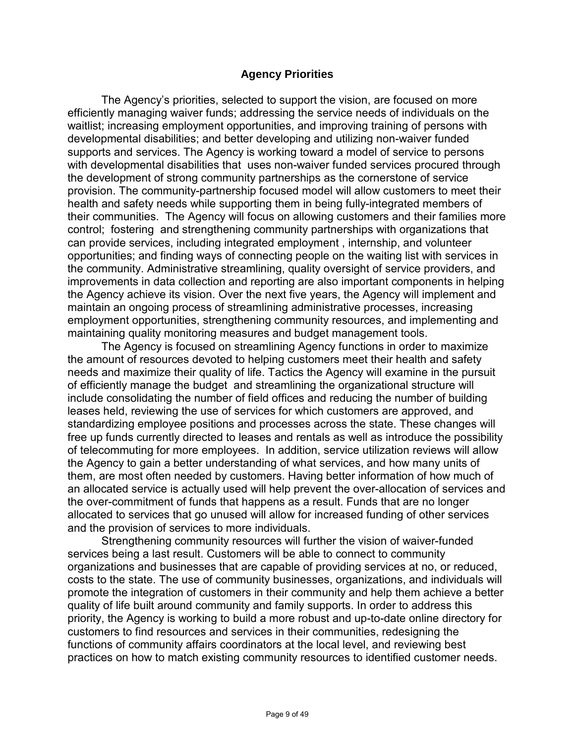## Agency Priorities

The Agency's priorities, selected to support the vision, are focused on more efficiently managing waiver funds; addressing the service needs of individuals on the waitlist; increasing employment opportunities, and improving training of persons with developmental disabilities; and better developing and utilizing non-waiver funded supports and services. The Agency is working toward a model of service to persons with developmental disabilities that uses non-waiver funded services procured through the development of strong community partnerships as the cornerstone of service provision. The community-partnership focused model will allow customers to meet their health and safety needs while supporting them in being fully-integrated members of their communities. The Agency will focus on allowing customers and their families more control; fostering and strengthening community partnerships with organizations that can provide services, including integrated employment , internship, and volunteer opportunities; and finding ways of connecting people on the waiting list with services in the community. Administrative streamlining, quality oversight of service providers, and improvements in data collection and reporting are also important components in helping the Agency achieve its vision. Over the next five years, the Agency will implement and maintain an ongoing process of streamlining administrative processes, increasing employment opportunities, strengthening community resources, and implementing and maintaining quality monitoring measures and budget management tools.

The Agency is focused on streamlining Agency functions in order to maximize the amount of resources devoted to helping customers meet their health and safety needs and maximize their quality of life. Tactics the Agency will examine in the pursuit of efficiently manage the budget and streamlining the organizational structure will include consolidating the number of field offices and reducing the number of building leases held, reviewing the use of services for which customers are approved, and standardizing employee positions and processes across the state. These changes will free up funds currently directed to leases and rentals as well as introduce the possibility of telecommuting for more employees. In addition, service utilization reviews will allow the Agency to gain a better understanding of what services, and how many units of them, are most often needed by customers. Having better information of how much of an allocated service is actually used will help prevent the over-allocation of services and the over-commitment of funds that happens as a result. Funds that are no longer allocated to services that go unused will allow for increased funding of other services and the provision of services to more individuals.

Strengthening community resources will further the vision of waiver-funded services being a last result. Customers will be able to connect to community organizations and businesses that are capable of providing services at no, or reduced, costs to the state. The use of community businesses, organizations, and individuals will promote the integration of customers in their community and help them achieve a better quality of life built around community and family supports. In order to address this priority, the Agency is working to build a more robust and up-to-date online directory for customers to find resources and services in their communities, redesigning the functions of community affairs coordinators at the local level, and reviewing best practices on how to match existing community resources to identified customer needs.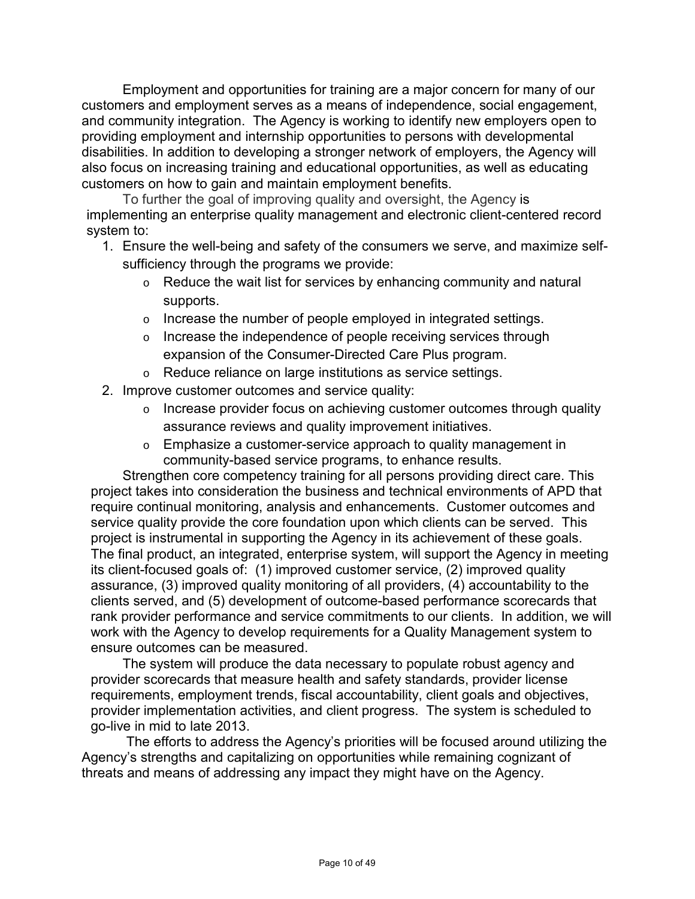Employment and opportunities for training are a major concern for many of our customers and employment serves as a means of independence, social engagement, and community integration. The Agency is working to identify new employers open to providing employment and internship opportunities to persons with developmental disabilities. In addition to developing a stronger network of employers, the Agency will also focus on increasing training and educational opportunities, as well as educating customers on how to gain and maintain employment benefits.

To further the goal of improving quality and oversight, the Agency is implementing an enterprise quality management and electronic client-centered record system to:

1. Ensure the well-being and safety of the consumers we serve, and maximize self-sufficiency through the programs we provide:
   - Reduce the wait list for services by enhancing community and natural supports.
   - Increase the number of people employed in integrated settings.
   - Increase the independence of people receiving services through expansion of the Consumer-Directed Care Plus program.
   - Reduce reliance on large institutions as service settings.
2. Improve customer outcomes and service quality:
   - Increase provider focus on achieving customer outcomes through quality assurance reviews and quality improvement initiatives.
   - Emphasize a customer-service approach to quality management in community-based service programs, to enhance results.

Strengthen core competency training for all persons providing direct care. This project takes into consideration the business and technical environments of APD that require continual monitoring, analysis and enhancements. Customer outcomes and service quality provide the core foundation upon which clients can be served. This project is instrumental in supporting the Agency in its achievement of these goals. The final product, an integrated, enterprise system, will support the Agency in meeting its client-focused goals of: (1) improved customer service, (2) improved quality assurance, (3) improved quality monitoring of all providers, (4) accountability to the clients served, and (5) development of outcome-based performance scorecards that rank provider performance and service commitments to our clients. In addition, we will work with the Agency to develop requirements for a Quality Management system to ensure outcomes can be measured.

The system will produce the data necessary to populate robust agency and provider scorecards that measure health and safety standards, provider license requirements, employment trends, fiscal accountability, client goals and objectives, provider implementation activities, and client progress. The system is scheduled to go-live in mid to late 2013.

The efforts to address the Agency's priorities will be focused around utilizing the Agency's strengths and capitalizing on opportunities while remaining cognizant of threats and means of addressing any impact they might have on the Agency.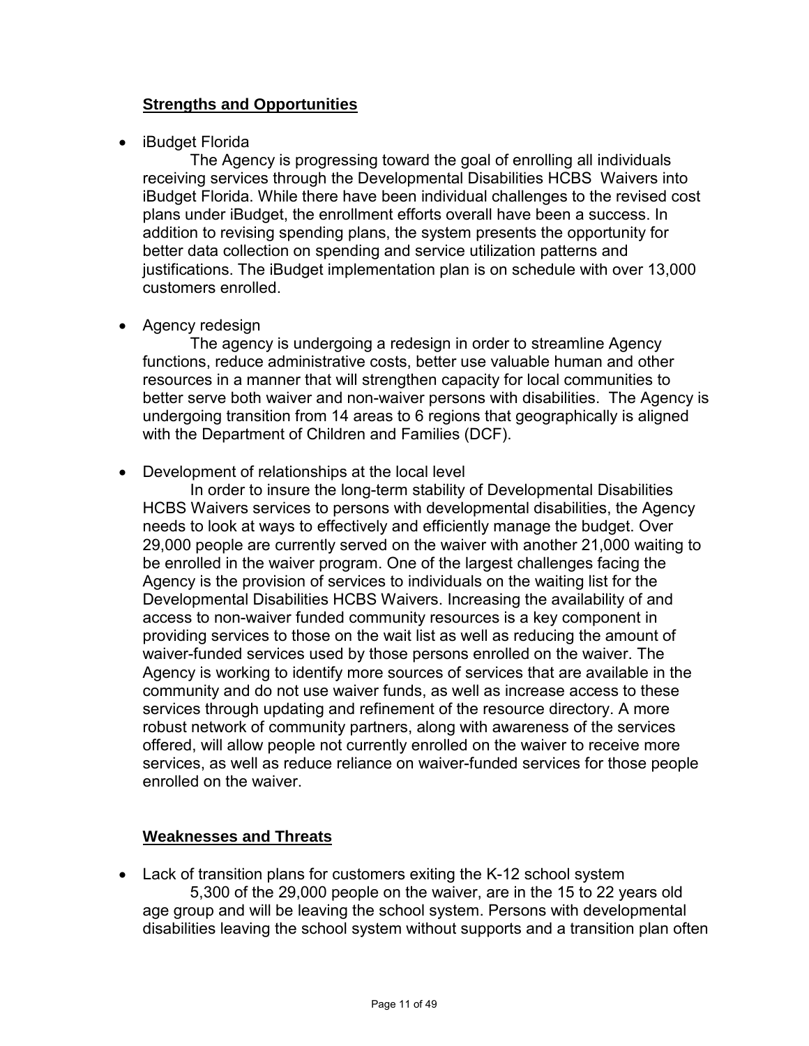## Strengths and Opportunities

- iBudget Florida

  The Agency is progressing toward the goal of enrolling all individuals receiving services through the Developmental Disabilities HCBS Waivers into iBudget Florida. While there have been individual challenges to the revised cost plans under iBudget, the enrollment efforts overall have been a success. In addition to revising spending plans, the system presents the opportunity for better data collection on spending and service utilization patterns and justifications. The iBudget implementation plan is on schedule with over 13,000 customers enrolled.

- Agency redesign

  The agency is undergoing a redesign in order to streamline Agency functions, reduce administrative costs, better use valuable human and other resources in a manner that will strengthen capacity for local communities to better serve both waiver and non-waiver persons with disabilities. The Agency is undergoing transition from 14 areas to 6 regions that geographically is aligned with the Department of Children and Families (DCF).

- Development of relationships at the local level

  In order to insure the long-term stability of Developmental Disabilities HCBS Waivers services to persons with developmental disabilities, the Agency needs to look at ways to effectively and efficiently manage the budget. Over 29,000 people are currently served on the waiver with another 21,000 waiting to be enrolled in the waiver program. One of the largest challenges facing the Agency is the provision of services to individuals on the waiting list for the Developmental Disabilities HCBS Waivers. Increasing the availability of and access to non-waiver funded community resources is a key component in providing services to those on the wait list as well as reducing the amount of waiver-funded services used by those persons enrolled on the waiver. The Agency is working to identify more sources of services that are available in the community and do not use waiver funds, as well as increase access to these services through updating and refinement of the resource directory. A more robust network of community partners, along with awareness of the services offered, will allow people not currently enrolled on the waiver to receive more services, as well as reduce reliance on waiver-funded services for those people enrolled on the waiver.

## Weaknesses and Threats

- Lack of transition plans for customers exiting the K-12 school system

  5,300 of the 29,000 people on the waiver, are in the 15 to 22 years old age group and will be leaving the school system. Persons with developmental disabilities leaving the school system without supports and a transition plan often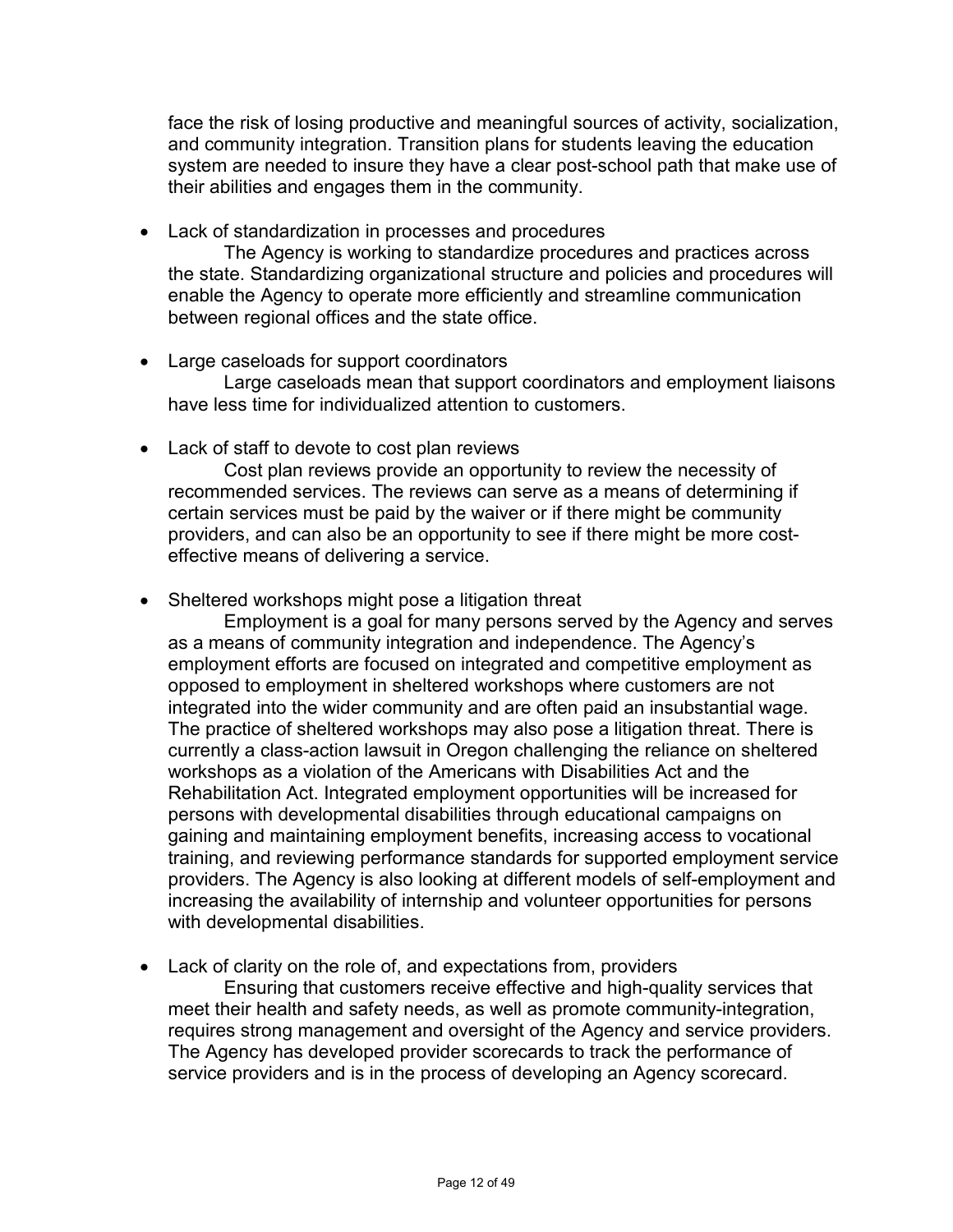face the risk of losing productive and meaningful sources of activity, socialization, and community integration. Transition plans for students leaving the education system are needed to insure they have a clear post-school path that make use of their abilities and engages them in the community.

- Lack of standardization in processes and procedures

  The Agency is working to standardize procedures and practices across the state. Standardizing organizational structure and policies and procedures will enable the Agency to operate more efficiently and streamline communication between regional offices and the state office.

- Large caseloads for support coordinators

  Large caseloads mean that support coordinators and employment liaisons have less time for individualized attention to customers.

- Lack of staff to devote to cost plan reviews

  Cost plan reviews provide an opportunity to review the necessity of recommended services. The reviews can serve as a means of determining if certain services must be paid by the waiver or if there might be community providers, and can also be an opportunity to see if there might be more cost-effective means of delivering a service.

- Sheltered workshops might pose a litigation threat

  Employment is a goal for many persons served by the Agency and serves as a means of community integration and independence. The Agency's employment efforts are focused on integrated and competitive employment as opposed to employment in sheltered workshops where customers are not integrated into the wider community and are often paid an insubstantial wage. The practice of sheltered workshops may also pose a litigation threat. There is currently a class-action lawsuit in Oregon challenging the reliance on sheltered workshops as a violation of the Americans with Disabilities Act and the Rehabilitation Act. Integrated employment opportunities will be increased for persons with developmental disabilities through educational campaigns on gaining and maintaining employment benefits, increasing access to vocational training, and reviewing performance standards for supported employment service providers. The Agency is also looking at different models of self-employment and increasing the availability of internship and volunteer opportunities for persons with developmental disabilities.

- Lack of clarity on the role of, and expectations from, providers

  Ensuring that customers receive effective and high-quality services that meet their health and safety needs, as well as promote community-integration, requires strong management and oversight of the Agency and service providers. The Agency has developed provider scorecards to track the performance of service providers and is in the process of developing an Agency scorecard.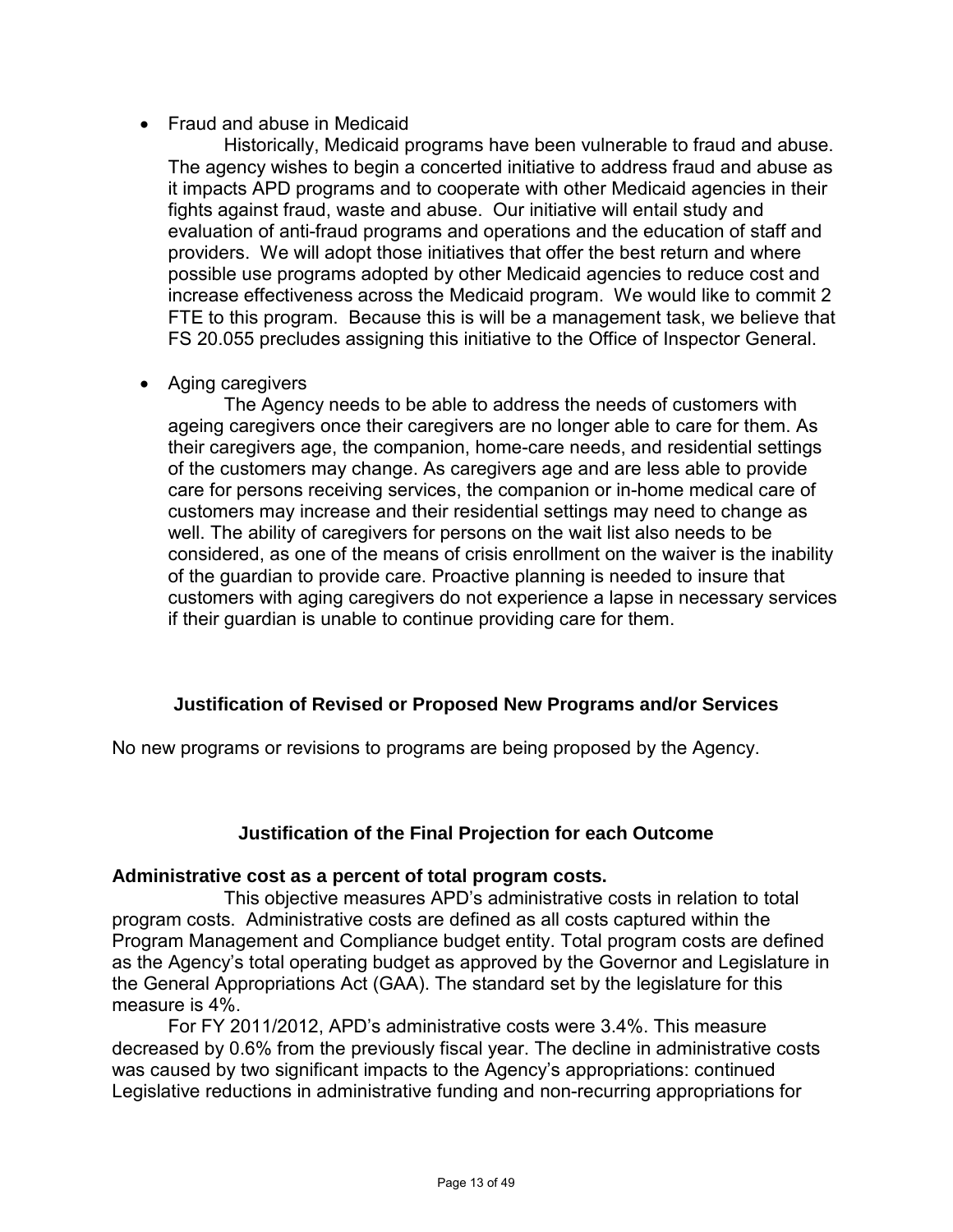- Fraud and abuse in Medicaid

  Historically, Medicaid programs have been vulnerable to fraud and abuse. The agency wishes to begin a concerted initiative to address fraud and abuse as it impacts APD programs and to cooperate with other Medicaid agencies in their fights against fraud, waste and abuse. Our initiative will entail study and evaluation of anti-fraud programs and operations and the education of staff and providers. We will adopt those initiatives that offer the best return and where possible use programs adopted by other Medicaid agencies to reduce cost and increase effectiveness across the Medicaid program. We would like to commit 2 FTE to this program. Because this is will be a management task, we believe that FS 20.055 precludes assigning this initiative to the Office of Inspector General.

- Aging caregivers

  The Agency needs to be able to address the needs of customers with ageing caregivers once their caregivers are no longer able to care for them. As their caregivers age, the companion, home-care needs, and residential settings of the customers may change. As caregivers age and are less able to provide care for persons receiving services, the companion or in-home medical care of customers may increase and their residential settings may need to change as well. The ability of caregivers for persons on the wait list also needs to be considered, as one of the means of crisis enrollment on the waiver is the inability of the guardian to provide care. Proactive planning is needed to insure that customers with aging caregivers do not experience a lapse in necessary services if their guardian is unable to continue providing care for them.

## Justification of Revised or Proposed New Programs and/or Services

No new programs or revisions to programs are being proposed by the Agency.

## Justification of the Final Projection for each Outcome

**Administrative cost as a percent of total program costs.**

This objective measures APD's administrative costs in relation to total program costs. Administrative costs are defined as all costs captured within the Program Management and Compliance budget entity. Total program costs are defined as the Agency's total operating budget as approved by the Governor and Legislature in the General Appropriations Act (GAA). The standard set by the legislature for this measure is 4%.

For FY 2011/2012, APD's administrative costs were 3.4%. This measure decreased by 0.6% from the previously fiscal year. The decline in administrative costs was caused by two significant impacts to the Agency's appropriations: continued Legislative reductions in administrative funding and non-recurring appropriations for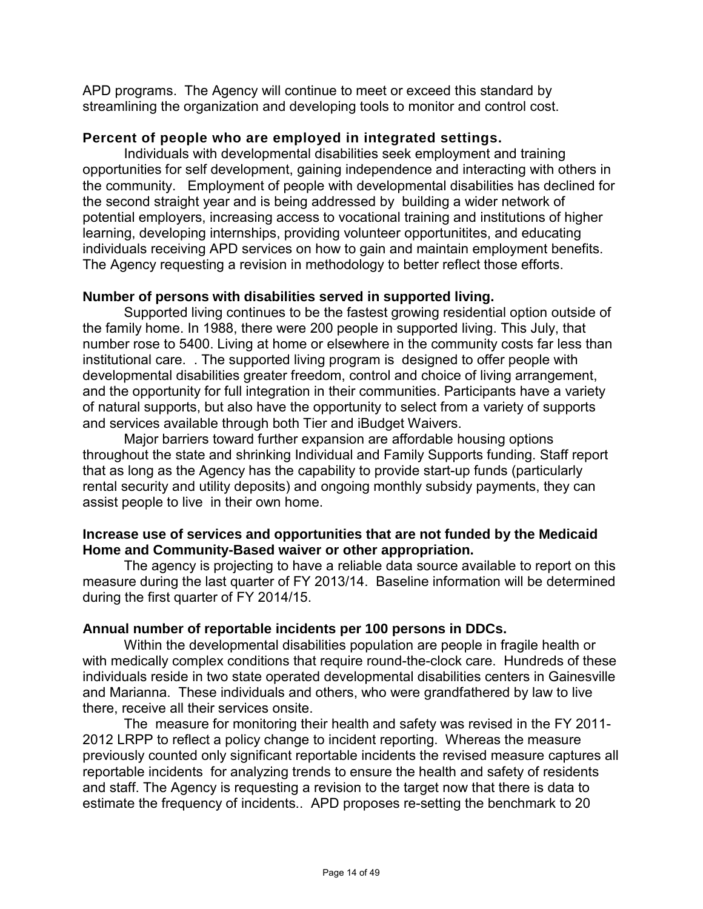APD programs. The Agency will continue to meet or exceed this standard by streamlining the organization and developing tools to monitor and control cost.

**Percent of people who are employed in integrated settings.**

Individuals with developmental disabilities seek employment and training opportunities for self development, gaining independence and interacting with others in the community. Employment of people with developmental disabilities has declined for the second straight year and is being addressed by building a wider network of potential employers, increasing access to vocational training and institutions of higher learning, developing internships, providing volunteer opportunitites, and educating individuals receiving APD services on how to gain and maintain employment benefits. The Agency requesting a revision in methodology to better reflect those efforts.

**Number of persons with disabilities served in supported living.**

Supported living continues to be the fastest growing residential option outside of the family home. In 1988, there were 200 people in supported living. This July, that number rose to 5400. Living at home or elsewhere in the community costs far less than institutional care. . The supported living program is designed to offer people with developmental disabilities greater freedom, control and choice of living arrangement, and the opportunity for full integration in their communities. Participants have a variety of natural supports, but also have the opportunity to select from a variety of supports and services available through both Tier and iBudget Waivers.

Major barriers toward further expansion are affordable housing options throughout the state and shrinking Individual and Family Supports funding. Staff report that as long as the Agency has the capability to provide start-up funds (particularly rental security and utility deposits) and ongoing monthly subsidy payments, they can assist people to live in their own home.

**Increase use of services and opportunities that are not funded by the Medicaid Home and Community-Based waiver or other appropriation.**

The agency is projecting to have a reliable data source available to report on this measure during the last quarter of FY 2013/14. Baseline information will be determined during the first quarter of FY 2014/15.

**Annual number of reportable incidents per 100 persons in DDCs.**

Within the developmental disabilities population are people in fragile health or with medically complex conditions that require round-the-clock care. Hundreds of these individuals reside in two state operated developmental disabilities centers in Gainesville and Marianna. These individuals and others, who were grandfathered by law to live there, receive all their services onsite.

The measure for monitoring their health and safety was revised in the FY 2011-2012 LRPP to reflect a policy change to incident reporting. Whereas the measure previously counted only significant reportable incidents the revised measure captures all reportable incidents for analyzing trends to ensure the health and safety of residents and staff. The Agency is requesting a revision to the target now that there is data to estimate the frequency of incidents.. APD proposes re-setting the benchmark to 20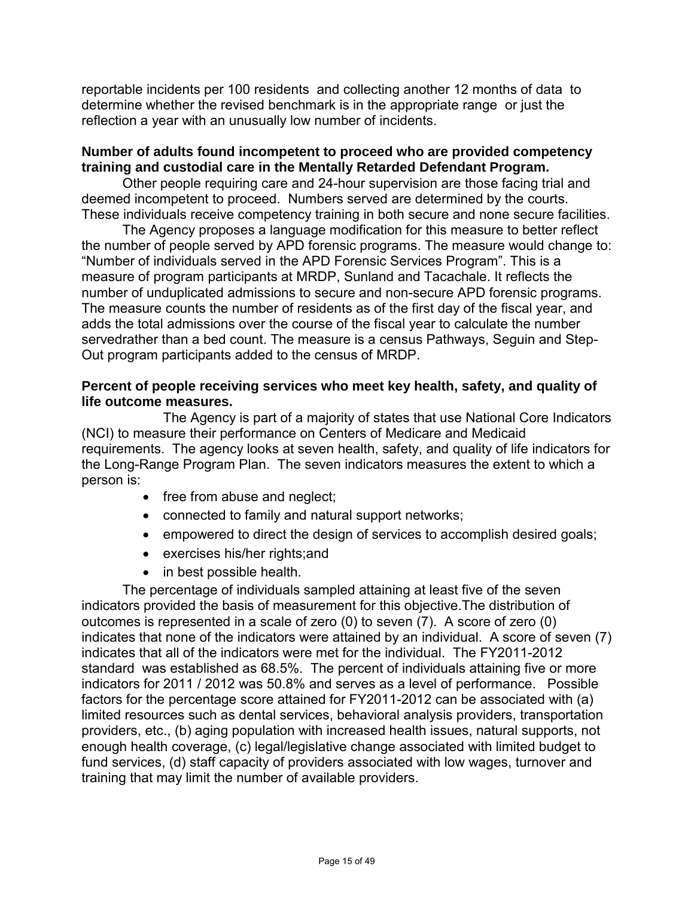reportable incidents per 100 residents and collecting another 12 months of data to determine whether the revised benchmark is in the appropriate range or just the reflection a year with an unusually low number of incidents.

**Number of adults found incompetent to proceed who are provided competency training and custodial care in the Mentally Retarded Defendant Program.**

Other people requiring care and 24-hour supervision are those facing trial and deemed incompetent to proceed. Numbers served are determined by the courts. These individuals receive competency training in both secure and none secure facilities.

The Agency proposes a language modification for this measure to better reflect the number of people served by APD forensic programs. The measure would change to: "Number of individuals served in the APD Forensic Services Program". This is a measure of program participants at MRDP, Sunland and Tacachale. It reflects the number of unduplicated admissions to secure and non-secure APD forensic programs. The measure counts the number of residents as of the first day of the fiscal year, and adds the total admissions over the course of the fiscal year to calculate the number servedrather than a bed count. The measure is a census Pathways, Seguin and Step-Out program participants added to the census of MRDP.

**Percent of people receiving services who meet key health, safety, and quality of life outcome measures.**

The Agency is part of a majority of states that use National Core Indicators (NCI) to measure their performance on Centers of Medicare and Medicaid requirements. The agency looks at seven health, safety, and quality of life indicators for the Long-Range Program Plan. The seven indicators measures the extent to which a person is:

- free from abuse and neglect;
- connected to family and natural support networks;
- empowered to direct the design of services to accomplish desired goals;
- exercises his/her rights;and
- in best possible health.

The percentage of individuals sampled attaining at least five of the seven indicators provided the basis of measurement for this objective.The distribution of outcomes is represented in a scale of zero (0) to seven (7). A score of zero (0) indicates that none of the indicators were attained by an individual. A score of seven (7) indicates that all of the indicators were met for the individual. The FY2011-2012 standard was established as 68.5%. The percent of individuals attaining five or more indicators for 2011 / 2012 was 50.8% and serves as a level of performance. Possible factors for the percentage score attained for FY2011-2012 can be associated with (a) limited resources such as dental services, behavioral analysis providers, transportation providers, etc., (b) aging population with increased health issues, natural supports, not enough health coverage, (c) legal/legislative change associated with limited budget to fund services, (d) staff capacity of providers associated with low wages, turnover and training that may limit the number of available providers.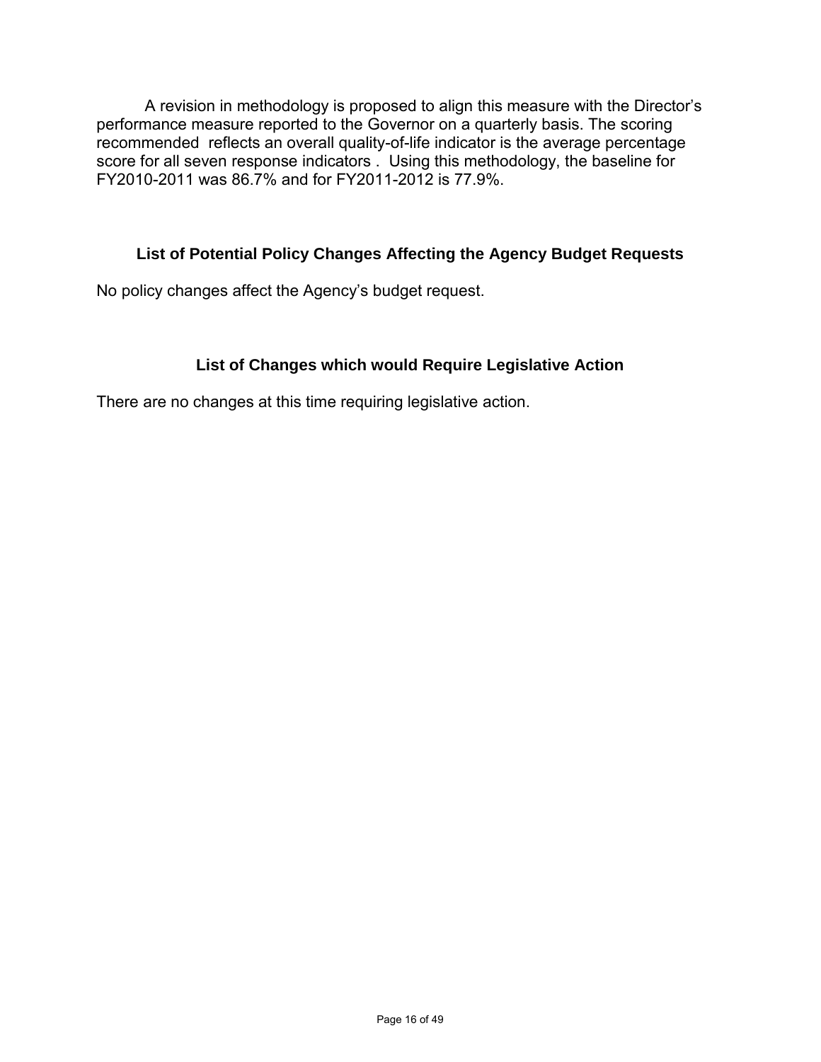A revision in methodology is proposed to align this measure with the Director's performance measure reported to the Governor on a quarterly basis. The scoring recommended reflects an overall quality-of-life indicator is the average percentage score for all seven response indicators . Using this methodology, the baseline for FY2010-2011 was 86.7% and for FY2011-2012 is 77.9%.

## List of Potential Policy Changes Affecting the Agency Budget Requests

No policy changes affect the Agency's budget request.

## List of Changes which would Require Legislative Action

There are no changes at this time requiring legislative action.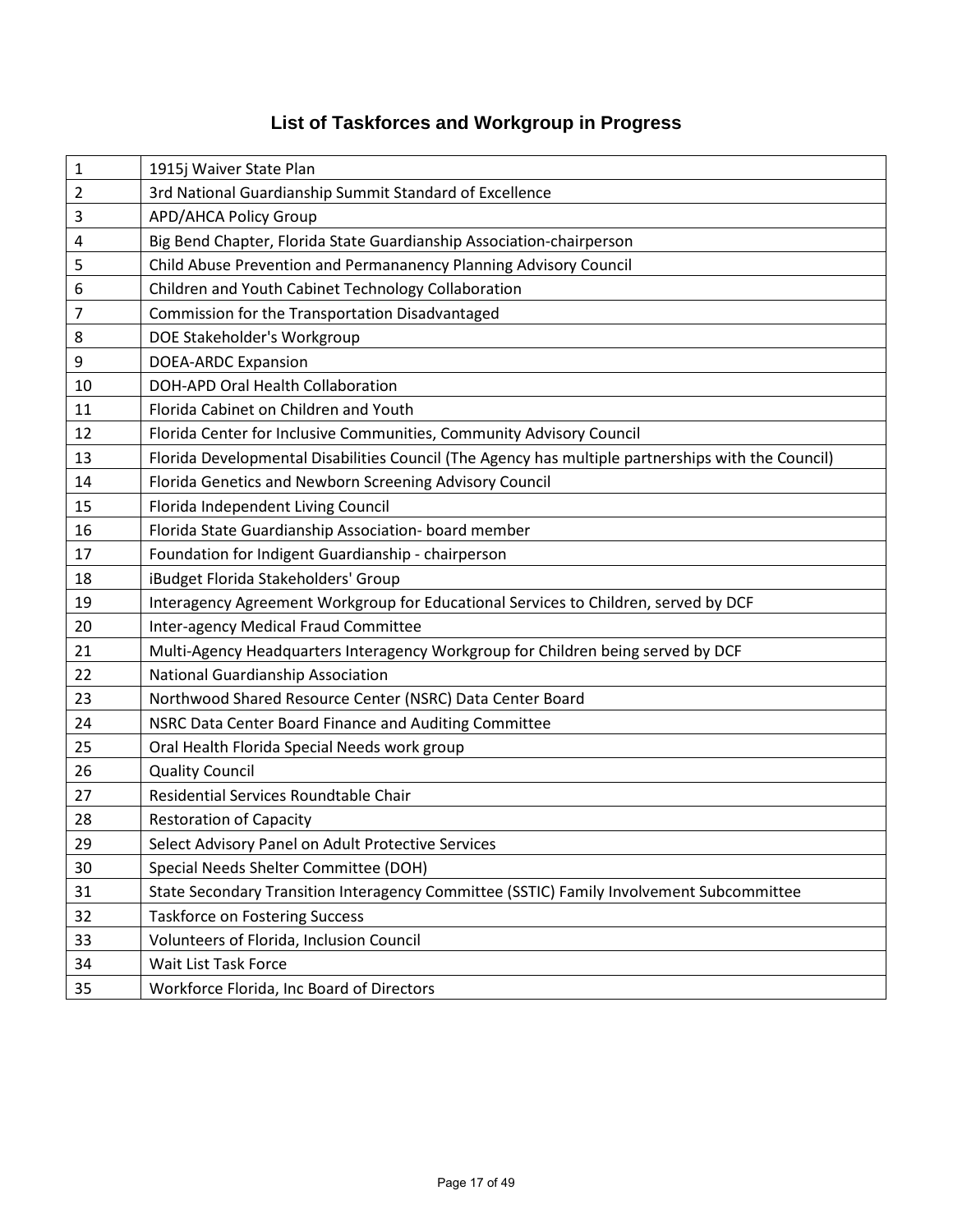# List of Taskforces and Workgroup in Progress

| | |
|---|---|
| 1 | 1915j Waiver State Plan |
| 2 | 3rd National Guardianship Summit Standard of Excellence |
| 3 | APD/AHCA Policy Group |
| 4 | Big Bend Chapter, Florida State Guardianship Association-chairperson |
| 5 | Child Abuse Prevention and Permananency Planning Advisory Council |
| 6 | Children and Youth Cabinet Technology Collaboration |
| 7 | Commission for the Transportation Disadvantaged |
| 8 | DOE Stakeholder's Workgroup |
| 9 | DOEA-ARDC Expansion |
| 10 | DOH-APD Oral Health Collaboration |
| 11 | Florida Cabinet on Children and Youth |
| 12 | Florida Center for Inclusive Communities, Community Advisory Council |
| 13 | Florida Developmental Disabilities Council (The Agency has multiple partnerships with the Council) |
| 14 | Florida Genetics and Newborn Screening Advisory Council |
| 15 | Florida Independent Living Council |
| 16 | Florida State Guardianship Association- board member |
| 17 | Foundation for Indigent Guardianship - chairperson |
| 18 | iBudget Florida Stakeholders' Group |
| 19 | Interagency Agreement Workgroup for Educational Services to Children, served by DCF |
| 20 | Inter-agency Medical Fraud Committee |
| 21 | Multi-Agency Headquarters Interagency Workgroup for Children being served by DCF |
| 22 | National Guardianship Association |
| 23 | Northwood Shared Resource Center (NSRC) Data Center Board |
| 24 | NSRC Data Center Board Finance and Auditing Committee |
| 25 | Oral Health Florida Special Needs work group |
| 26 | Quality Council |
| 27 | Residential Services Roundtable Chair |
| 28 | Restoration of Capacity |
| 29 | Select Advisory Panel on Adult Protective Services |
| 30 | Special Needs Shelter Committee (DOH) |
| 31 | State Secondary Transition Interagency Committee (SSTIC) Family Involvement Subcommittee |
| 32 | Taskforce on Fostering Success |
| 33 | Volunteers of Florida, Inclusion Council |
| 34 | Wait List Task Force |
| 35 | Workforce Florida, Inc Board of Directors |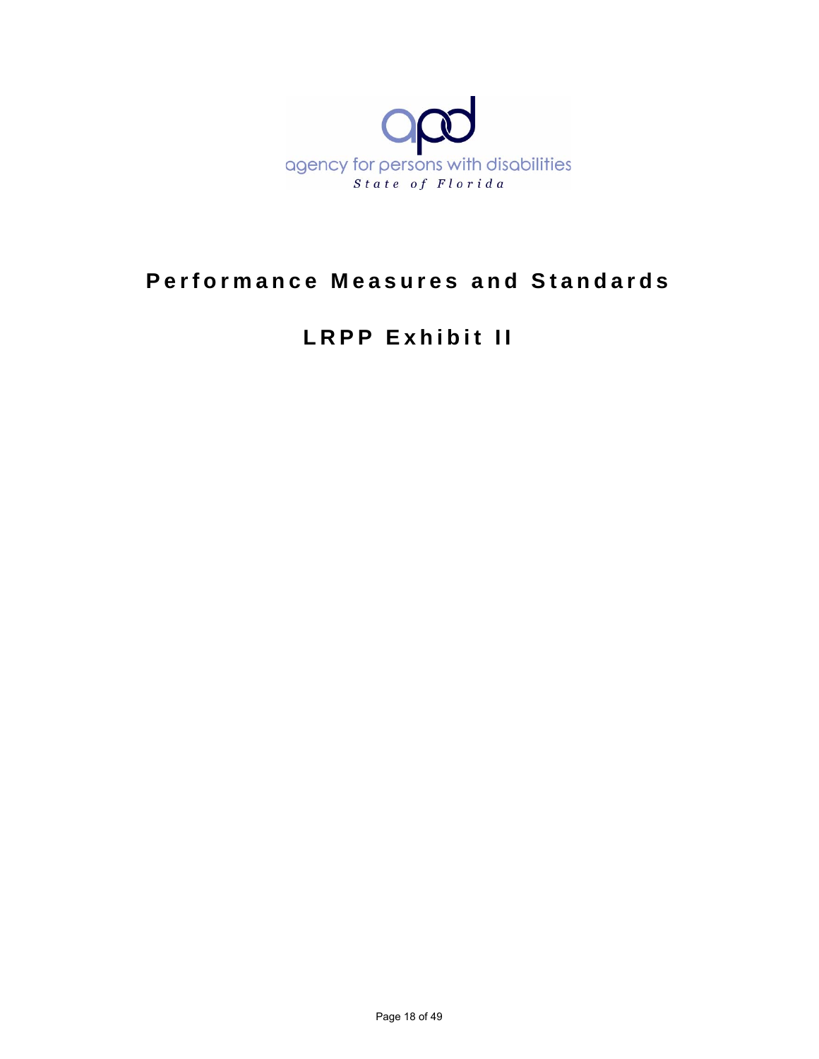agency for persons with disabilities

*State of Florida*

# Performance Measures and Standards

# LRPP Exhibit II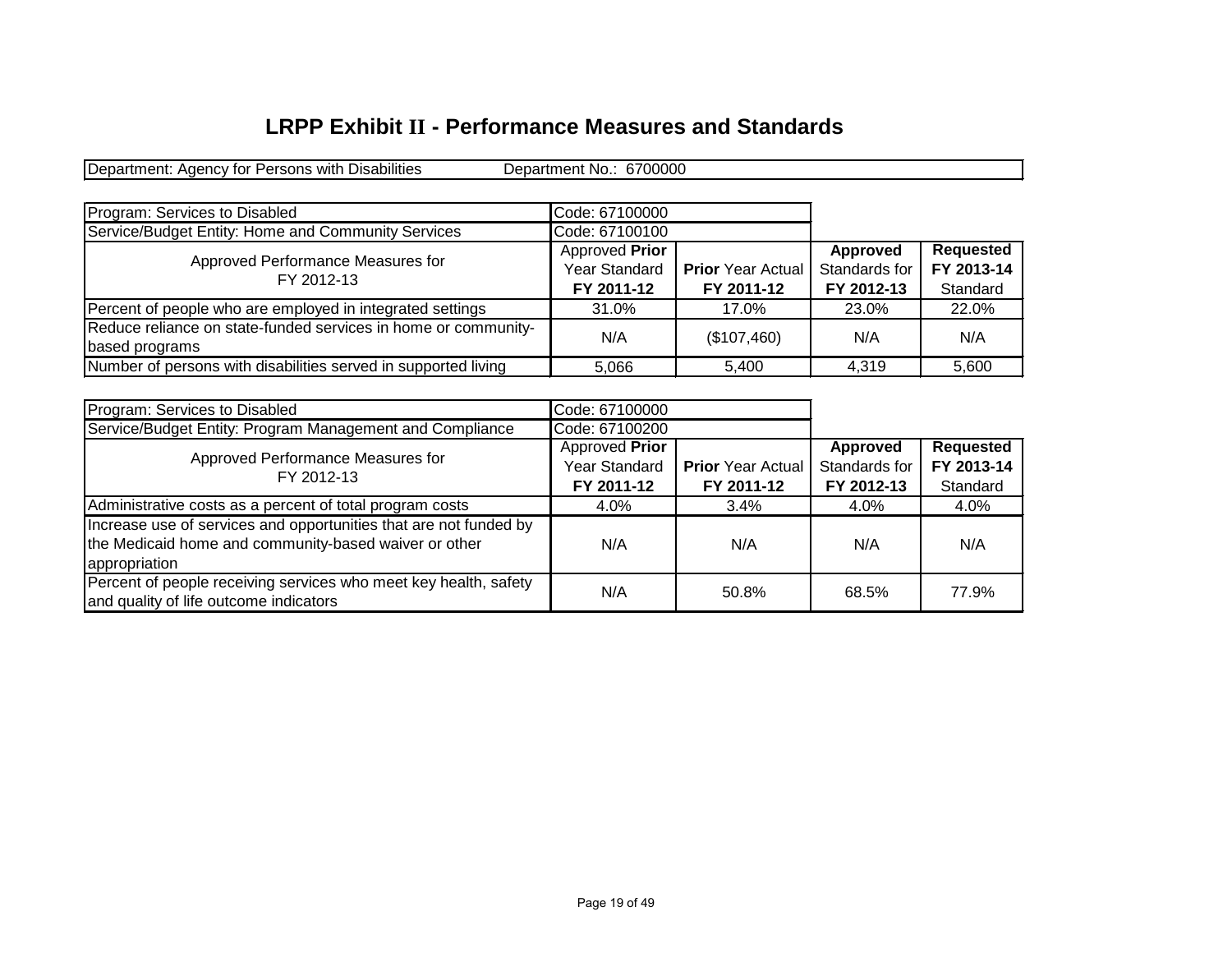# LRPP Exhibit II - Performance Measures and Standards

| Department: Agency for Persons with Disabilities | Department No.: 6700000 |
|---|---|

| Program: Services to Disabled | Code: 67100000 | | | |
|---|---|---|---|---|
| Service/Budget Entity: Home and Community Services | Code: 67100100 | | | |
| Approved Performance Measures for FY 2012-13 | Approved **Prior** Year Standard **FY 2011-12** | **Prior** Year Actual **FY 2011-12** | **Approved** Standards for **FY 2012-13** | **Requested FY 2013-14** Standard |
| Percent of people who are employed in integrated settings | 31.0% | 17.0% | 23.0% | 22.0% |
| Reduce reliance on state-funded services in home or community-based programs | N/A | ($107,460) | N/A | N/A |
| Number of persons with disabilities served in supported living | 5,066 | 5,400 | 4,319 | 5,600 |

| Program: Services to Disabled | Code: 67100000 | | | |
|---|---|---|---|---|
| Service/Budget Entity: Program Management and Compliance | Code: 67100200 | | | |
| Approved Performance Measures for FY 2012-13 | Approved **Prior** Year Standard **FY 2011-12** | **Prior** Year Actual **FY 2011-12** | **Approved** Standards for **FY 2012-13** | **Requested FY 2013-14** Standard |
| Administrative costs as a percent of total program costs | 4.0% | 3.4% | 4.0% | 4.0% |
| Increase use of services and opportunities that are not funded by the Medicaid home and community-based waiver or other appropriation | N/A | N/A | N/A | N/A |
| Percent of people receiving services who meet key health, safety and quality of life outcome indicators | N/A | 50.8% | 68.5% | 77.9% |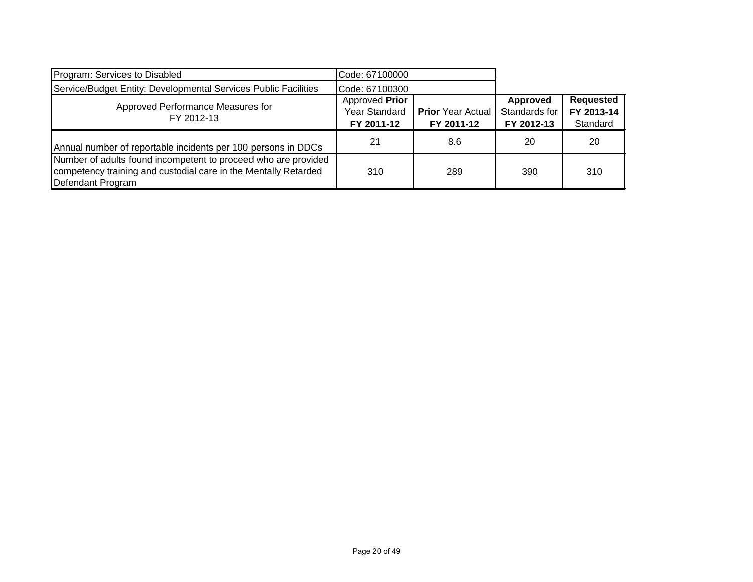| Program: Services to Disabled | Code: 67100000 | | | |
|---|---|---|---|---|
| Service/Budget Entity: Developmental Services Public Facilities | Code: 67100300 | | | |
| Approved Performance Measures for FY 2012-13 | Approved **Prior** Year Standard **FY 2011-12** | **Prior** Year Actual **FY 2011-12** | **Approved** Standards for **FY 2012-13** | **Requested FY 2013-14** Standard |
| Annual number of reportable incidents per 100 persons in DDCs | 21 | 8.6 | 20 | 20 |
| Number of adults found incompetent to proceed who are provided competency training and custodial care in the Mentally Retarded Defendant Program | 310 | 289 | 390 | 310 |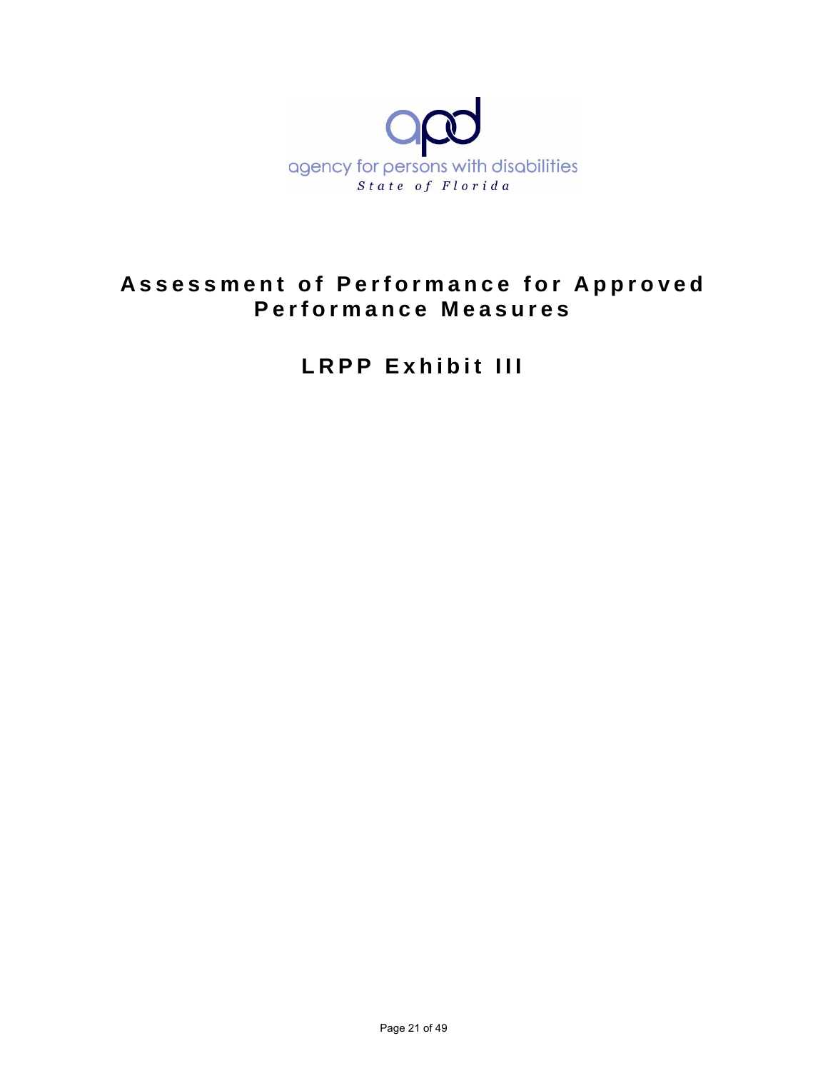agency for persons with disabilities

*State of Florida*

# Assessment of Performance for Approved Performance Measures

# LRPP Exhibit III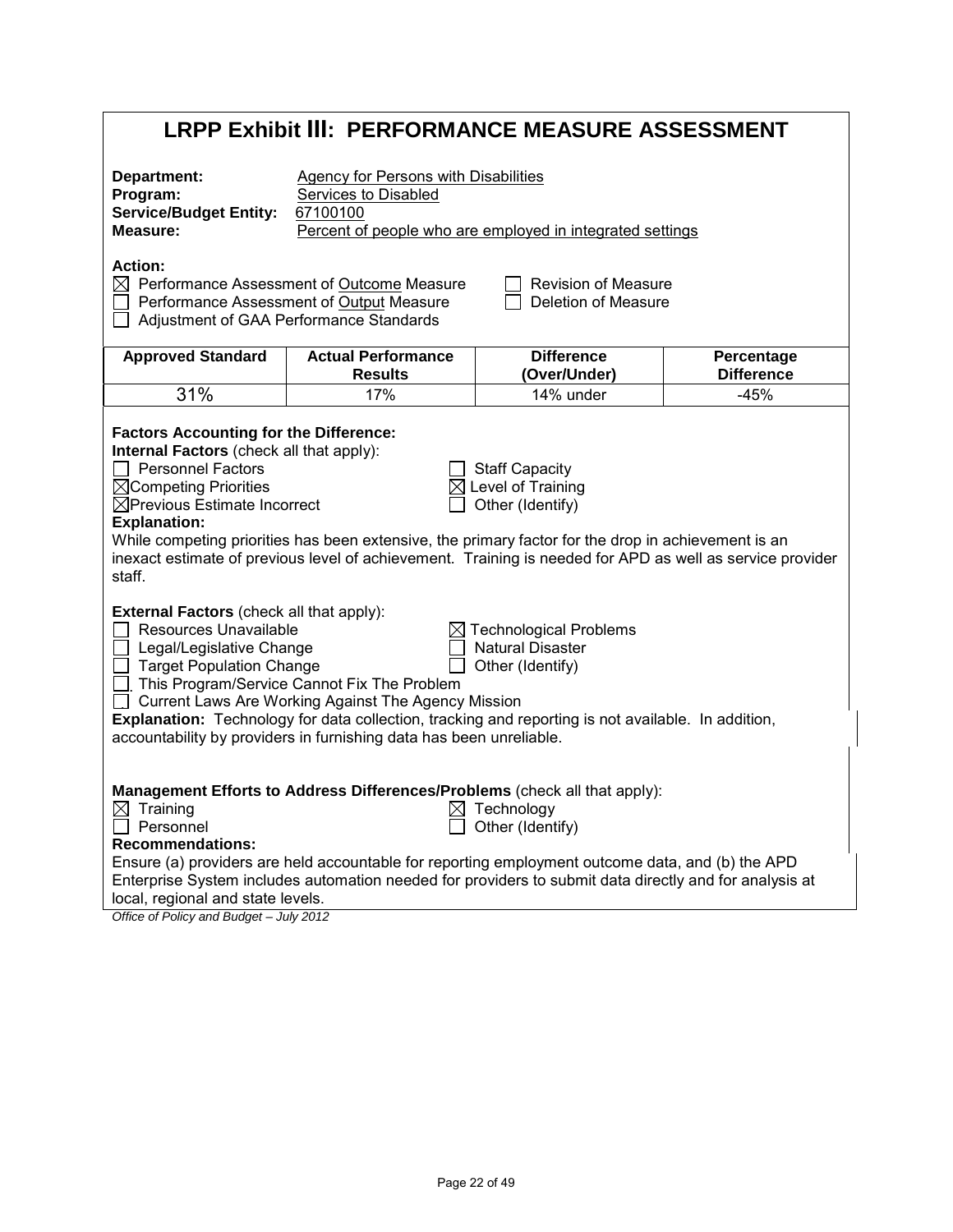# LRPP Exhibit III: PERFORMANCE MEASURE ASSESSMENT

**Department:** Agency for Persons with Disabilities
**Program:** Services to Disabled
**Service/Budget Entity:** 67100100
**Measure:** Percent of people who are employed in integrated settings

**Action:**

- ☒ Performance Assessment of Outcome Measure
- ☐ Performance Assessment of Output Measure
- ☐ Adjustment of GAA Performance Standards
- ☐ Revision of Measure
- ☐ Deletion of Measure

| Approved Standard | Actual Performance Results | Difference (Over/Under) | Percentage Difference |
|---|---|---|---|
| 31% | 17% | 14% under | -45% |

**Factors Accounting for the Difference:**

**Internal Factors** (check all that apply):

- ☐ Personnel Factors
- ☒ Competing Priorities
- ☒ Previous Estimate Incorrect
- ☐ Staff Capacity
- ☒ Level of Training
- ☐ Other (Identify)

**Explanation:**
While competing priorities has been extensive, the primary factor for the drop in achievement is an inexact estimate of previous level of achievement. Training is needed for APD as well as service provider staff.

**External Factors** (check all that apply):

- ☐ Resources Unavailable
- ☐ Legal/Legislative Change
- ☐ Target Population Change
- ☐ This Program/Service Cannot Fix The Problem
- ☐ Current Laws Are Working Against The Agency Mission
- ☒ Technological Problems
- ☐ Natural Disaster
- ☐ Other (Identify)

**Explanation:** Technology for data collection, tracking and reporting is not available. In addition, accountability by providers in furnishing data has been unreliable.

**Management Efforts to Address Differences/Problems** (check all that apply):

- ☒ Training
- ☐ Personnel
- ☒ Technology
- ☐ Other (Identify)

**Recommendations:**
Ensure (a) providers are held accountable for reporting employment outcome data, and (b) the APD Enterprise System includes automation needed for providers to submit data directly and for analysis at local, regional and state levels.

*Office of Policy and Budget – July 2012*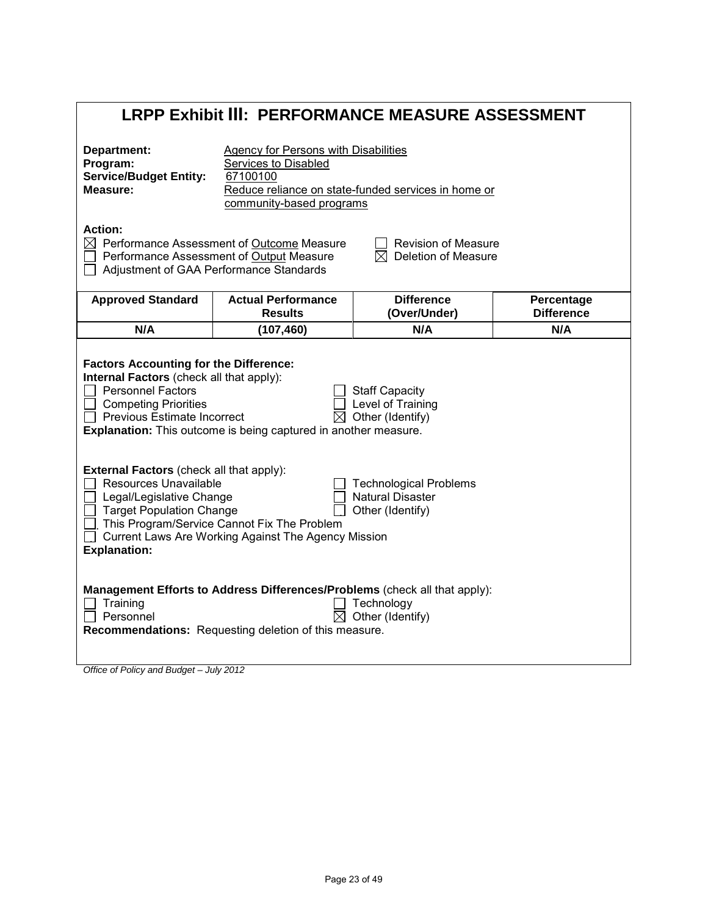# LRPP Exhibit III: PERFORMANCE MEASURE ASSESSMENT

**Department:** Agency for Persons with Disabilities
**Program:** Services to Disabled
**Service/Budget Entity:** 67100100
**Measure:** Reduce reliance on state-funded services in home or community-based programs

**Action:**

- ☒ Performance Assessment of Outcome Measure
- ☐ Performance Assessment of Output Measure
- ☐ Adjustment of GAA Performance Standards
- ☐ Revision of Measure
- ☒ Deletion of Measure

| Approved Standard | Actual Performance Results | Difference (Over/Under) | Percentage Difference |
|---|---|---|---|
| N/A | (107,460) | N/A | N/A |

**Factors Accounting for the Difference:**

**Internal Factors** (check all that apply):

- ☐ Personnel Factors
- ☐ Competing Priorities
- ☐ Previous Estimate Incorrect
- ☐ Staff Capacity
- ☐ Level of Training
- ☒ Other (Identify)

**Explanation:** This outcome is being captured in another measure.

**External Factors** (check all that apply):

- ☐ Resources Unavailable
- ☐ Legal/Legislative Change
- ☐ Target Population Change
- ☐ This Program/Service Cannot Fix The Problem
- ☐ Current Laws Are Working Against The Agency Mission
- ☐ Technological Problems
- ☐ Natural Disaster
- ☐ Other (Identify)

**Explanation:**

**Management Efforts to Address Differences/Problems** (check all that apply):

- ☐ Training
- ☐ Personnel
- ☐ Technology
- ☒ Other (Identify)

**Recommendations:** Requesting deletion of this measure.

*Office of Policy and Budget – July 2012*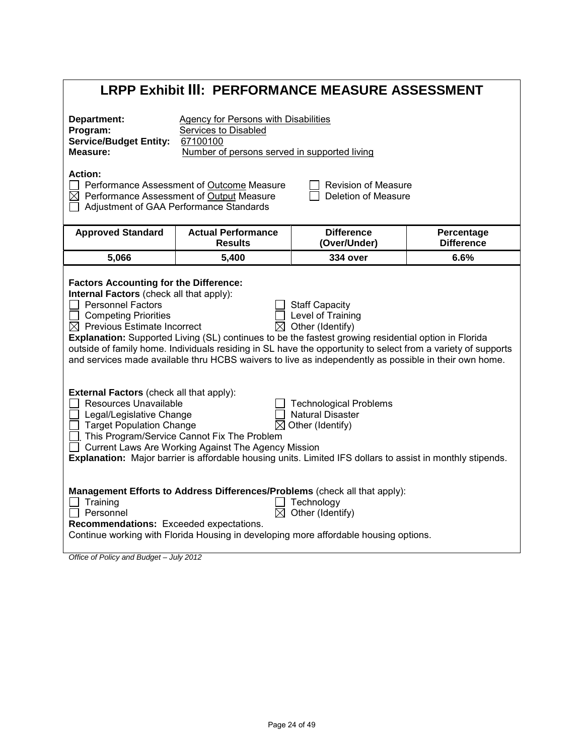# LRPP Exhibit III: PERFORMANCE MEASURE ASSESSMENT

**Department:** Agency for Persons with Disabilities
**Program:** Services to Disabled
**Service/Budget Entity:** 67100100
**Measure:** Number of persons served in supported living

**Action:**

- ☐ Performance Assessment of Outcome Measure
- ☒ Performance Assessment of Output Measure
- ☐ Adjustment of GAA Performance Standards
- ☐ Revision of Measure
- ☐ Deletion of Measure

| Approved Standard | Actual Performance Results | Difference (Over/Under) | Percentage Difference |
|---|---|---|---|
| 5,066 | 5,400 | 334 over | 6.6% |

**Factors Accounting for the Difference:**

**Internal Factors** (check all that apply):

- ☐ Personnel Factors
- ☐ Competing Priorities
- ☒ Previous Estimate Incorrect
- ☐ Staff Capacity
- ☐ Level of Training
- ☒ Other (Identify)

**Explanation:** Supported Living (SL) continues to be the fastest growing residential option in Florida outside of family home. Individuals residing in SL have the opportunity to select from a variety of supports and services made available thru HCBS waivers to live as independently as possible in their own home.

**External Factors** (check all that apply):

- ☐ Resources Unavailable
- ☐ Legal/Legislative Change
- ☐ Target Population Change
- ☐ This Program/Service Cannot Fix The Problem
- ☐ Current Laws Are Working Against The Agency Mission
- ☐ Technological Problems
- ☐ Natural Disaster
- ☒ Other (Identify)

**Explanation:** Major barrier is affordable housing units. Limited IFS dollars to assist in monthly stipends.

**Management Efforts to Address Differences/Problems** (check all that apply):

- ☐ Training
- ☐ Personnel
- ☐ Technology
- ☒ Other (Identify)

**Recommendations:** Exceeded expectations.
Continue working with Florida Housing in developing more affordable housing options.

*Office of Policy and Budget – July 2012*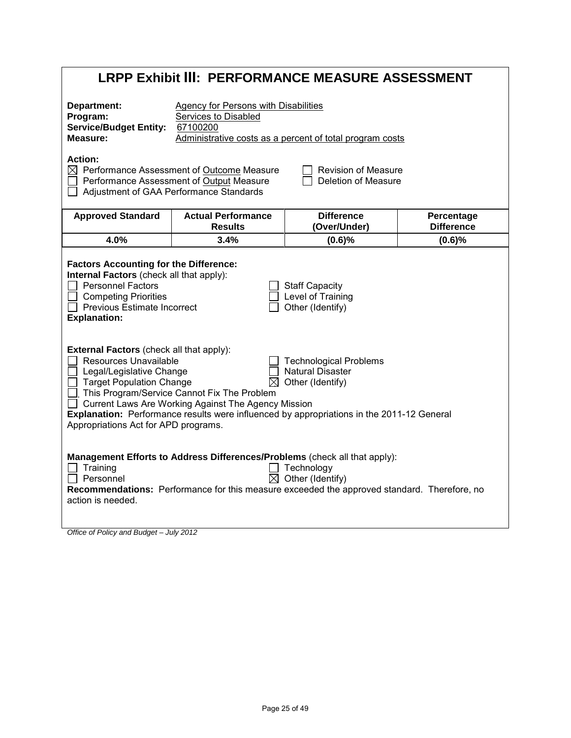# LRPP Exhibit III: PERFORMANCE MEASURE ASSESSMENT

**Department:** Agency for Persons with Disabilities
**Program:** Services to Disabled
**Service/Budget Entity:** 67100200
**Measure:** Administrative costs as a percent of total program costs

**Action:**

- ☒ Performance Assessment of Outcome Measure
- ☐ Performance Assessment of Output Measure
- ☐ Adjustment of GAA Performance Standards
- ☐ Revision of Measure
- ☐ Deletion of Measure

| Approved Standard | Actual Performance Results | Difference (Over/Under) | Percentage Difference |
|---|---|---|---|
| 4.0% | 3.4% | (0.6)% | (0.6)% |

**Factors Accounting for the Difference:**

**Internal Factors** (check all that apply):

- ☐ Personnel Factors
- ☐ Competing Priorities
- ☐ Previous Estimate Incorrect
- ☐ Staff Capacity
- ☐ Level of Training
- ☐ Other (Identify)

**Explanation:**

**External Factors** (check all that apply):

- ☐ Resources Unavailable
- ☐ Legal/Legislative Change
- ☐ Target Population Change
- ☐ This Program/Service Cannot Fix The Problem
- ☐ Current Laws Are Working Against The Agency Mission
- ☐ Technological Problems
- ☐ Natural Disaster
- ☒ Other (Identify)

**Explanation:** Performance results were influenced by appropriations in the 2011-12 General Appropriations Act for APD programs.

**Management Efforts to Address Differences/Problems** (check all that apply):

- ☐ Training
- ☐ Personnel
- ☐ Technology
- ☒ Other (Identify)

**Recommendations:** Performance for this measure exceeded the approved standard. Therefore, no action is needed.

*Office of Policy and Budget – July 2012*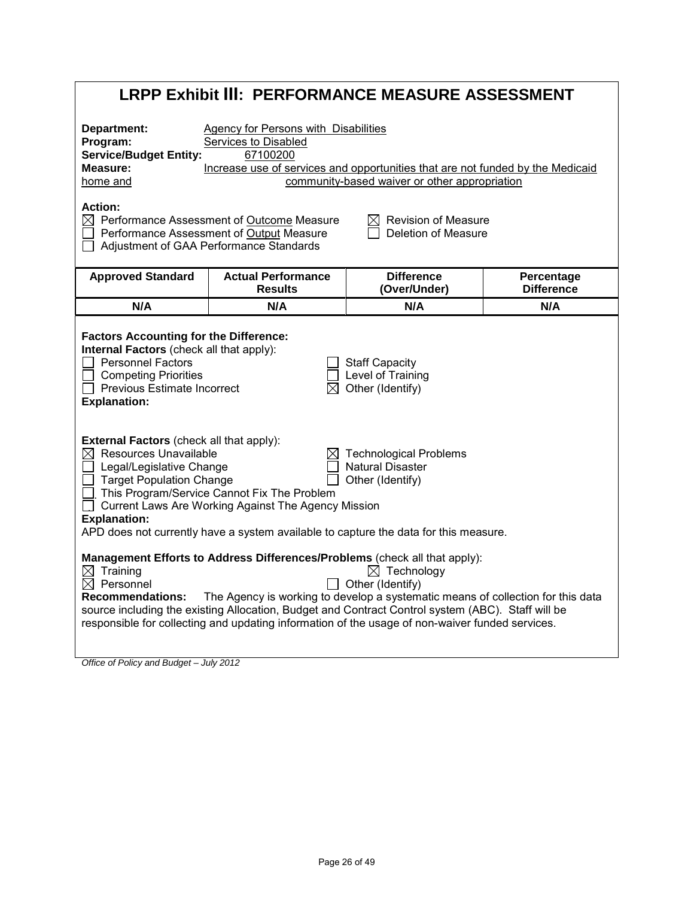# LRPP Exhibit III: PERFORMANCE MEASURE ASSESSMENT

**Department:** Agency for Persons with Disabilities
**Program:** Services to Disabled
**Service/Budget Entity:** 67100200
**Measure:** Increase use of services and opportunities that are not funded by the Medicaid home and community-based waiver or other appropriation

**Action:**

- ☒ Performance Assessment of Outcome Measure
- ☐ Performance Assessment of Output Measure
- ☐ Adjustment of GAA Performance Standards
- ☒ Revision of Measure
- ☐ Deletion of Measure

| Approved Standard | Actual Performance Results | Difference (Over/Under) | Percentage Difference |
|---|---|---|---|
| N/A | N/A | N/A | N/A |

**Factors Accounting for the Difference:**

**Internal Factors** (check all that apply):

- ☐ Personnel Factors
- ☐ Competing Priorities
- ☐ Previous Estimate Incorrect
- ☐ Staff Capacity
- ☐ Level of Training
- ☒ Other (Identify)

**Explanation:**

**External Factors** (check all that apply):

- ☒ Resources Unavailable
- ☐ Legal/Legislative Change
- ☐ Target Population Change
- ☐ This Program/Service Cannot Fix The Problem
- ☐ Current Laws Are Working Against The Agency Mission
- ☒ Technological Problems
- ☐ Natural Disaster
- ☐ Other (Identify)

**Explanation:**
APD does not currently have a system available to capture the data for this measure.

**Management Efforts to Address Differences/Problems** (check all that apply):

- ☒ Training
- ☒ Personnel
- ☒ Technology
- ☐ Other (Identify)

**Recommendations:** The Agency is working to develop a systematic means of collection for this data source including the existing Allocation, Budget and Contract Control system (ABC). Staff will be responsible for collecting and updating information of the usage of non-waiver funded services.

*Office of Policy and Budget – July 2012*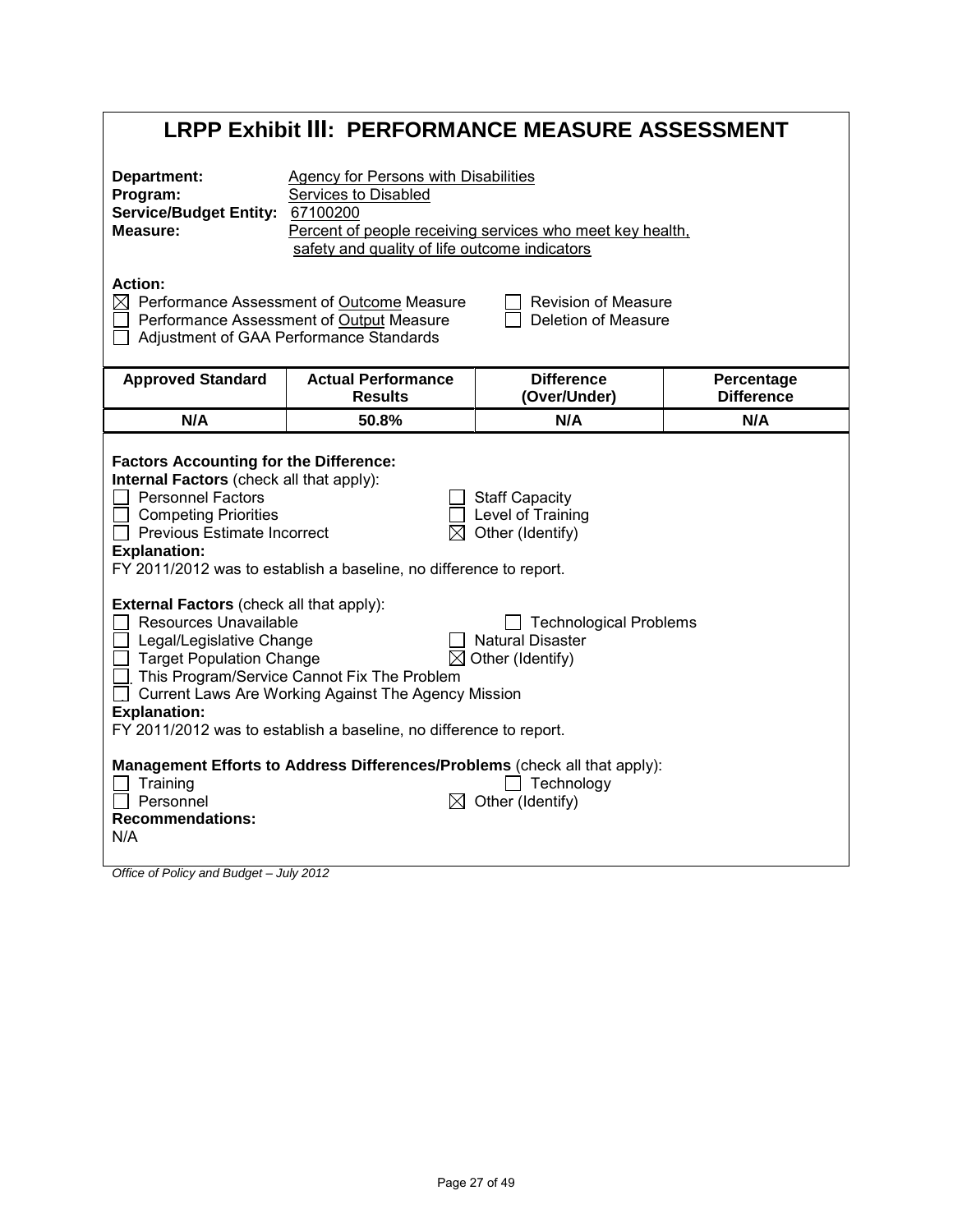# LRPP Exhibit III: PERFORMANCE MEASURE ASSESSMENT

**Department:** Agency for Persons with Disabilities
**Program:** Services to Disabled
**Service/Budget Entity:** 67100200
**Measure:** Percent of people receiving services who meet key health, safety and quality of life outcome indicators

**Action:**
- ☒ Performance Assessment of Outcome Measure
- ☐ Performance Assessment of Output Measure
- ☐ Adjustment of GAA Performance Standards
- ☐ Revision of Measure
- ☐ Deletion of Measure

| Approved Standard | Actual Performance Results | Difference (Over/Under) | Percentage Difference |
|---|---|---|---|
| N/A | 50.8% | N/A | N/A |

**Factors Accounting for the Difference:**

**Internal Factors** (check all that apply):
- ☐ Personnel Factors
- ☐ Competing Priorities
- ☐ Previous Estimate Incorrect
- ☐ Staff Capacity
- ☐ Level of Training
- ☒ Other (Identify)

**Explanation:**
FY 2011/2012 was to establish a baseline, no difference to report.

**External Factors** (check all that apply):
- ☐ Resources Unavailable
- ☐ Legal/Legislative Change
- ☐ Target Population Change
- ☐ This Program/Service Cannot Fix The Problem
- ☐ Current Laws Are Working Against The Agency Mission
- ☐ Technological Problems
- ☐ Natural Disaster
- ☒ Other (Identify)

**Explanation:**
FY 2011/2012 was to establish a baseline, no difference to report.

**Management Efforts to Address Differences/Problems** (check all that apply):
- ☐ Training
- ☐ Personnel
- ☐ Technology
- ☒ Other (Identify)

**Recommendations:**
N/A

*Office of Policy and Budget – July 2012*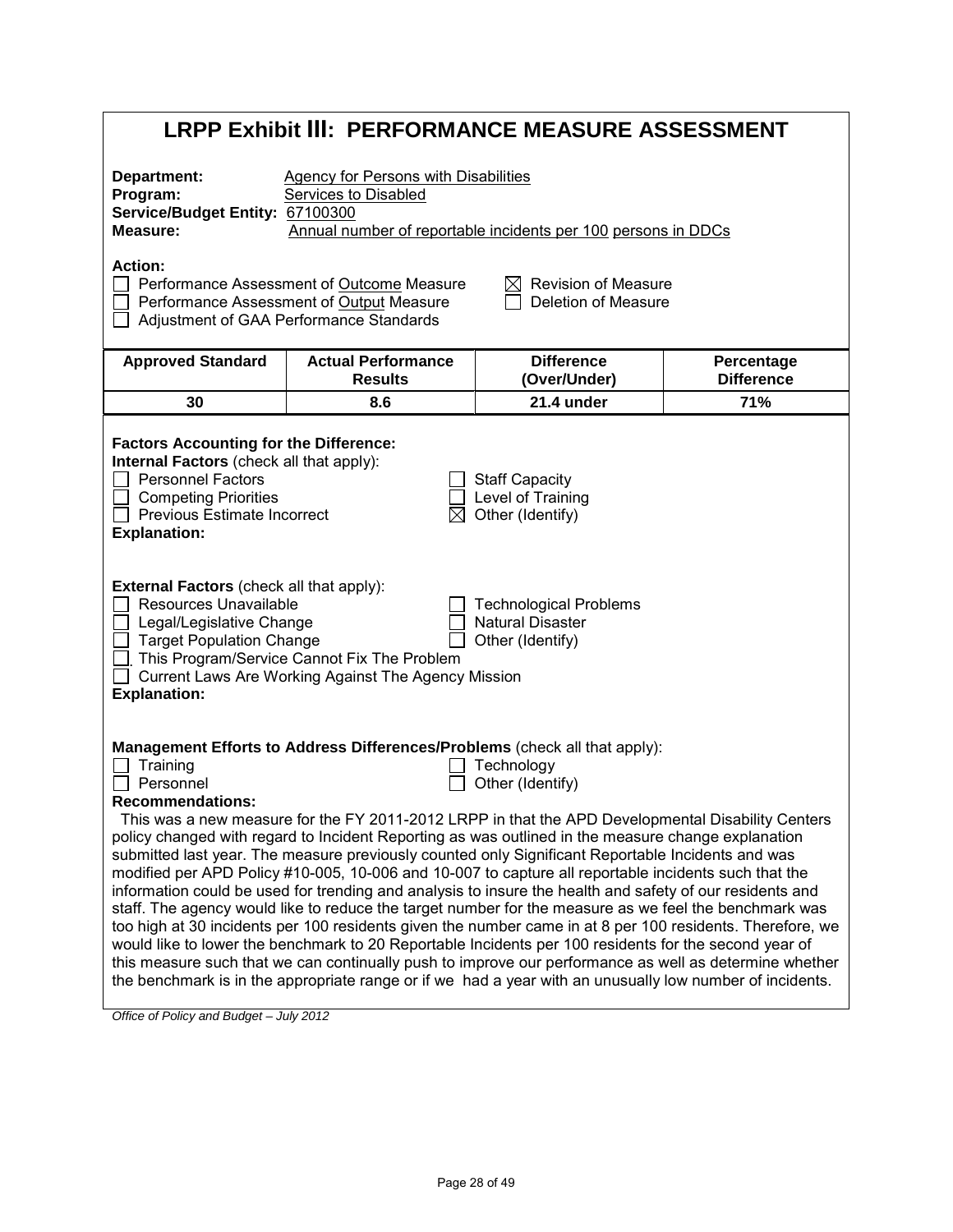# LRPP Exhibit III: PERFORMANCE MEASURE ASSESSMENT

**Department:** Agency for Persons with Disabilities
**Program:** Services to Disabled
**Service/Budget Entity:** 67100300
**Measure:** Annual number of reportable incidents per 100 persons in DDCs

**Action:**

- ☐ Performance Assessment of Outcome Measure
- ☐ Performance Assessment of Output Measure
- ☐ Adjustment of GAA Performance Standards
- ☒ Revision of Measure
- ☐ Deletion of Measure

| Approved Standard | Actual Performance Results | Difference (Over/Under) | Percentage Difference |
|---|---|---|---|
| 30 | 8.6 | 21.4 under | 71% |

**Factors Accounting for the Difference:**

**Internal Factors** (check all that apply):

- ☐ Personnel Factors
- ☐ Competing Priorities
- ☐ Previous Estimate Incorrect
- ☐ Staff Capacity
- ☐ Level of Training
- ☒ Other (Identify)

**Explanation:**

**External Factors** (check all that apply):

- ☐ Resources Unavailable
- ☐ Legal/Legislative Change
- ☐ Target Population Change
- ☐ Technological Problems
- ☐ Natural Disaster
- ☐ Other (Identify)
- ☐ This Program/Service Cannot Fix The Problem
- ☐ Current Laws Are Working Against The Agency Mission

**Explanation:**

**Management Efforts to Address Differences/Problems** (check all that apply):

- ☐ Training
- ☐ Personnel
- ☐ Technology
- ☐ Other (Identify)

**Recommendations:**

This was a new measure for the FY 2011-2012 LRPP in that the APD Developmental Disability Centers policy changed with regard to Incident Reporting as was outlined in the measure change explanation submitted last year. The measure previously counted only Significant Reportable Incidents and was modified per APD Policy #10-005, 10-006 and 10-007 to capture all reportable incidents such that the information could be used for trending and analysis to insure the health and safety of our residents and staff. The agency would like to reduce the target number for the measure as we feel the benchmark was too high at 30 incidents per 100 residents given the number came in at 8 per 100 residents. Therefore, we would like to lower the benchmark to 20 Reportable Incidents per 100 residents for the second year of this measure such that we can continually push to improve our performance as well as determine whether the benchmark is in the appropriate range or if we had a year with an unusually low number of incidents.

*Office of Policy and Budget – July 2012*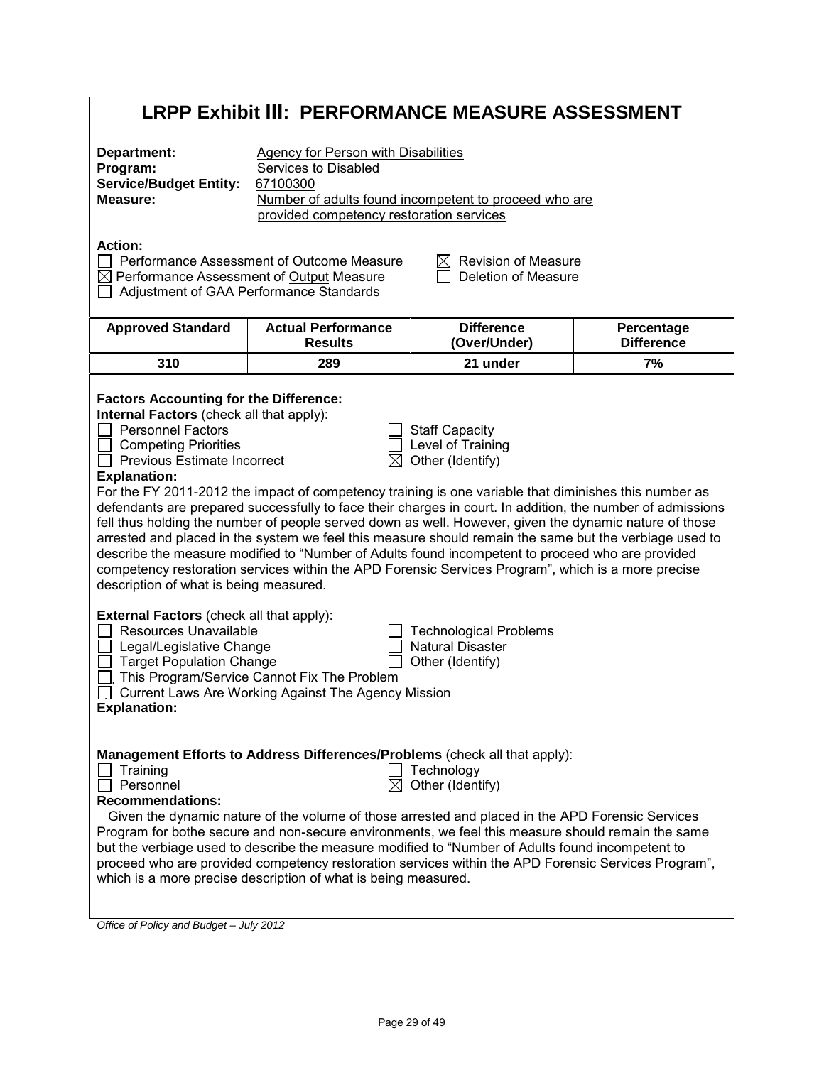# LRPP Exhibit III: PERFORMANCE MEASURE ASSESSMENT

**Department:** Agency for Person with Disabilities
**Program:** Services to Disabled
**Service/Budget Entity:** 67100300
**Measure:** Number of adults found incompetent to proceed who are provided competency restoration services

**Action:**

- ☐ Performance Assessment of Outcome Measure
- ☒ Performance Assessment of Output Measure
- ☐ Adjustment of GAA Performance Standards
- ☒ Revision of Measure
- ☐ Deletion of Measure

| Approved Standard | Actual Performance Results | Difference (Over/Under) | Percentage Difference |
|---|---|---|---|
| 310 | 289 | 21 under | 7% |

**Factors Accounting for the Difference:**

**Internal Factors** (check all that apply):

- ☐ Personnel Factors
- ☐ Competing Priorities
- ☐ Previous Estimate Incorrect
- ☐ Staff Capacity
- ☐ Level of Training
- ☒ Other (Identify)

**Explanation:**

For the FY 2011-2012 the impact of competency training is one variable that diminishes this number as defendants are prepared successfully to face their charges in court. In addition, the number of admissions fell thus holding the number of people served down as well. However, given the dynamic nature of those arrested and placed in the system we feel this measure should remain the same but the verbiage used to describe the measure modified to "Number of Adults found incompetent to proceed who are provided competency restoration services within the APD Forensic Services Program", which is a more precise description of what is being measured.

**External Factors** (check all that apply):

- ☐ Resources Unavailable
- ☐ Legal/Legislative Change
- ☐ Target Population Change
- ☐ This Program/Service Cannot Fix The Problem
- ☐ Current Laws Are Working Against The Agency Mission
- ☐ Technological Problems
- ☐ Natural Disaster
- ☐ Other (Identify)

**Explanation:**

**Management Efforts to Address Differences/Problems** (check all that apply):

- ☐ Training
- ☐ Personnel
- ☐ Technology
- ☒ Other (Identify)

**Recommendations:**

Given the dynamic nature of the volume of those arrested and placed in the APD Forensic Services Program for bothe secure and non-secure environments, we feel this measure should remain the same but the verbiage used to describe the measure modified to "Number of Adults found incompetent to proceed who are provided competency restoration services within the APD Forensic Services Program", which is a more precise description of what is being measured.

*Office of Policy and Budget – July 2012*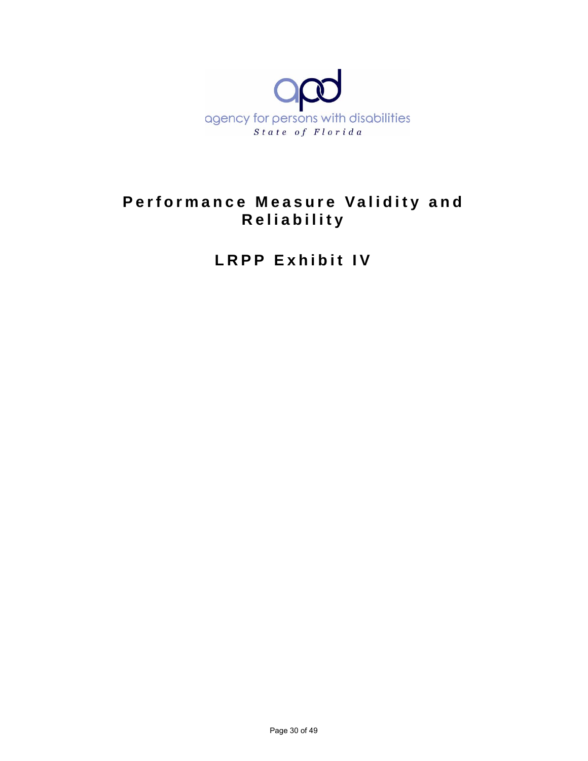agency for persons with disabilities

*State of Florida*

# Performance Measure Validity and Reliability

# LRPP Exhibit IV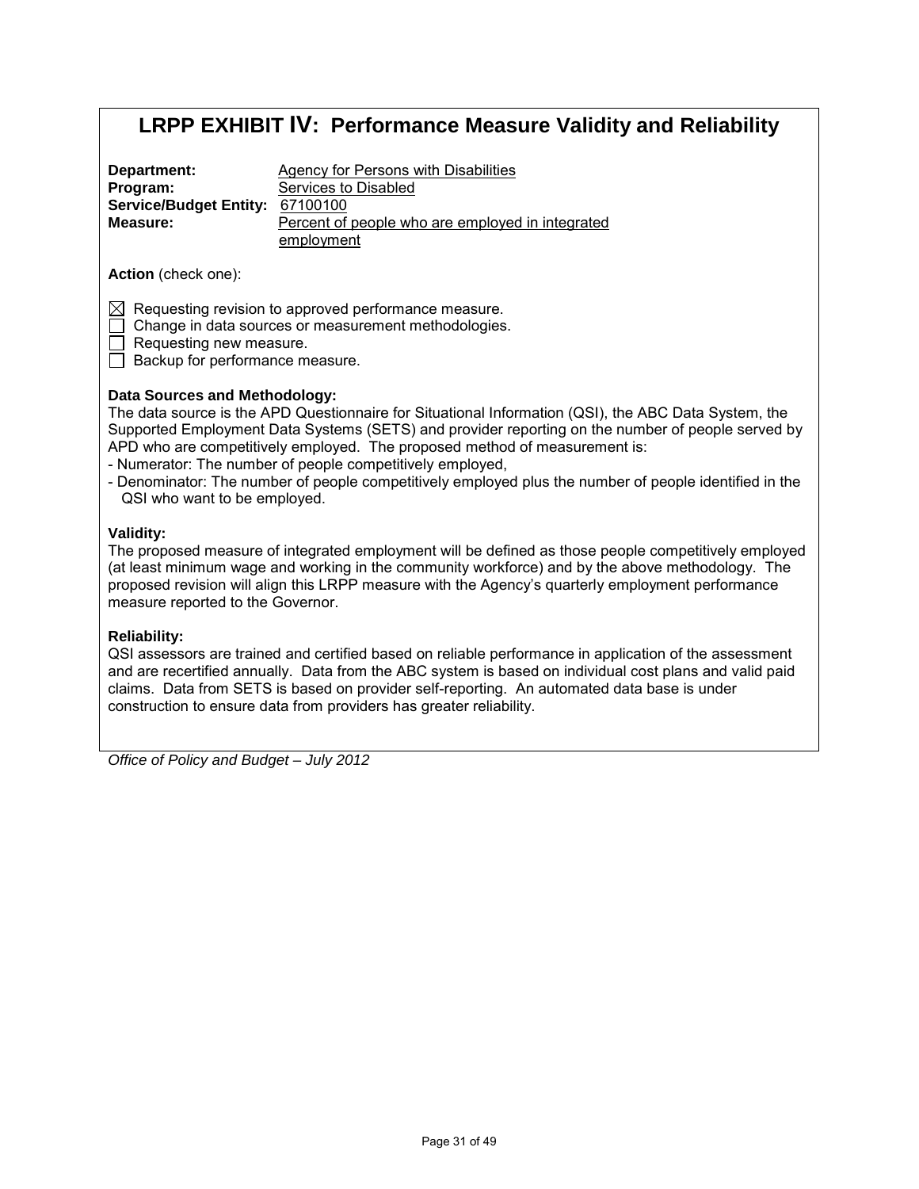# LRPP EXHIBIT IV: Performance Measure Validity and Reliability

**Department:** Agency for Persons with Disabilities
**Program:** Services to Disabled
**Service/Budget Entity:** 67100100
**Measure:** Percent of people who are employed in integrated employment

**Action** (check one):

- ☒ Requesting revision to approved performance measure.
- ☐ Change in data sources or measurement methodologies.
- ☐ Requesting new measure.
- ☐ Backup for performance measure.

**Data Sources and Methodology:**
The data source is the APD Questionnaire for Situational Information (QSI), the ABC Data System, the Supported Employment Data Systems (SETS) and provider reporting on the number of people served by APD who are competitively employed. The proposed method of measurement is:
- Numerator: The number of people competitively employed,
- Denominator: The number of people competitively employed plus the number of people identified in the QSI who want to be employed.

**Validity:**
The proposed measure of integrated employment will be defined as those people competitively employed (at least minimum wage and working in the community workforce) and by the above methodology. The proposed revision will align this LRPP measure with the Agency's quarterly employment performance measure reported to the Governor.

**Reliability:**
QSI assessors are trained and certified based on reliable performance in application of the assessment and are recertified annually. Data from the ABC system is based on individual cost plans and valid paid claims. Data from SETS is based on provider self-reporting. An automated data base is under construction to ensure data from providers has greater reliability.

*Office of Policy and Budget – July 2012*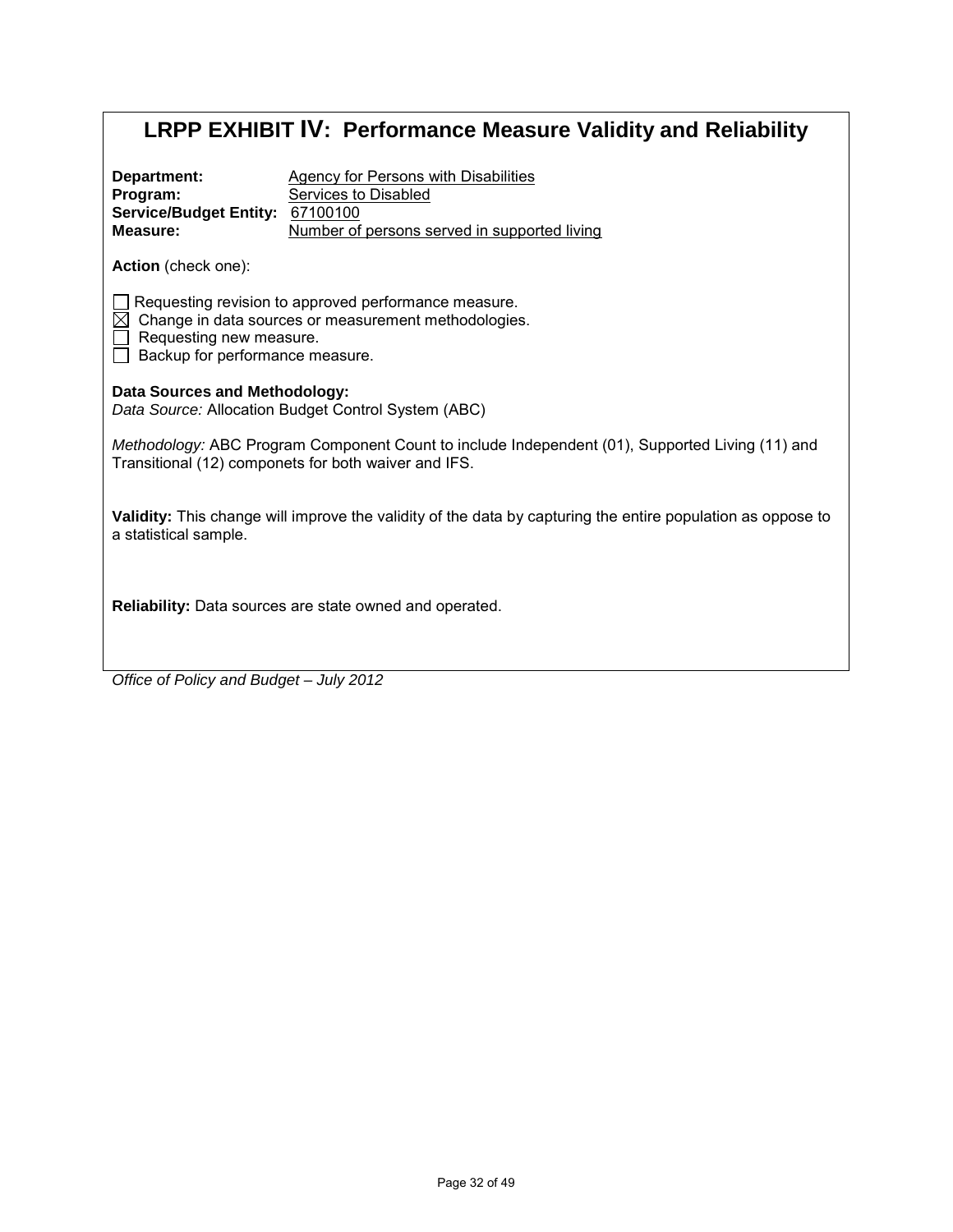# LRPP EXHIBIT IV: Performance Measure Validity and Reliability

**Department:** Agency for Persons with Disabilities
**Program:** Services to Disabled
**Service/Budget Entity:** 67100100
**Measure:** Number of persons served in supported living

**Action** (check one):

- ☐ Requesting revision to approved performance measure.
- ☒ Change in data sources or measurement methodologies.
- ☐ Requesting new measure.
- ☐ Backup for performance measure.

**Data Sources and Methodology:**
*Data Source:* Allocation Budget Control System (ABC)

*Methodology:* ABC Program Component Count to include Independent (01), Supported Living (11) and Transitional (12) componets for both waiver and IFS.

**Validity:** This change will improve the validity of the data by capturing the entire population as oppose to a statistical sample.

**Reliability:** Data sources are state owned and operated.

*Office of Policy and Budget – July 2012*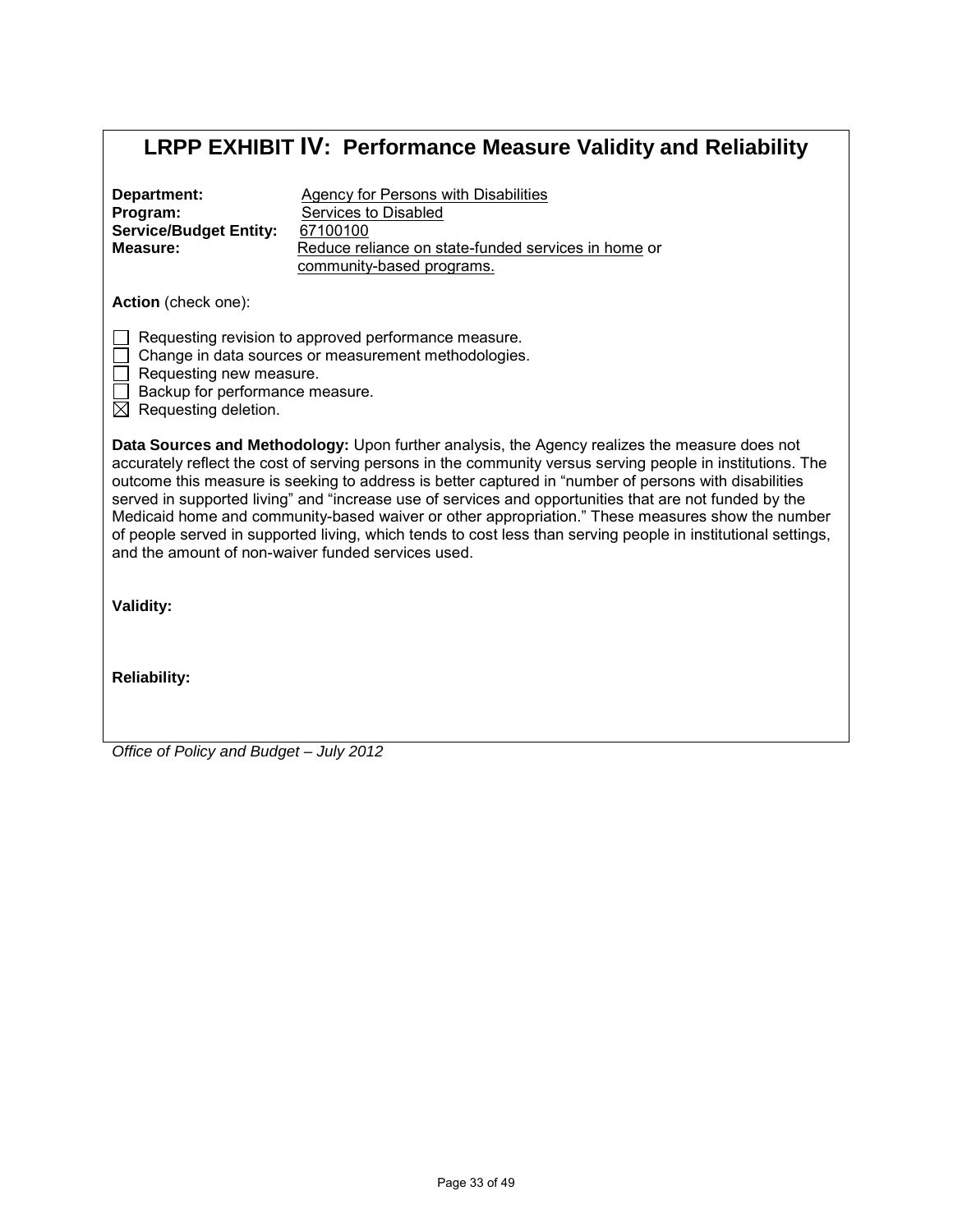# LRPP EXHIBIT IV: Performance Measure Validity and Reliability

**Department:** Agency for Persons with Disabilities
**Program:** Services to Disabled
**Service/Budget Entity:** 67100100
**Measure:** Reduce reliance on state-funded services in home or community-based programs.

**Action** (check one):

- ☐ Requesting revision to approved performance measure.
- ☐ Change in data sources or measurement methodologies.
- ☐ Requesting new measure.
- ☐ Backup for performance measure.
- ☒ Requesting deletion.

**Data Sources and Methodology:** Upon further analysis, the Agency realizes the measure does not accurately reflect the cost of serving persons in the community versus serving people in institutions. The outcome this measure is seeking to address is better captured in "number of persons with disabilities served in supported living" and "increase use of services and opportunities that are not funded by the Medicaid home and community-based waiver or other appropriation." These measures show the number of people served in supported living, which tends to cost less than serving people in institutional settings, and the amount of non-waiver funded services used.

**Validity:**

**Reliability:**

*Office of Policy and Budget – July 2012*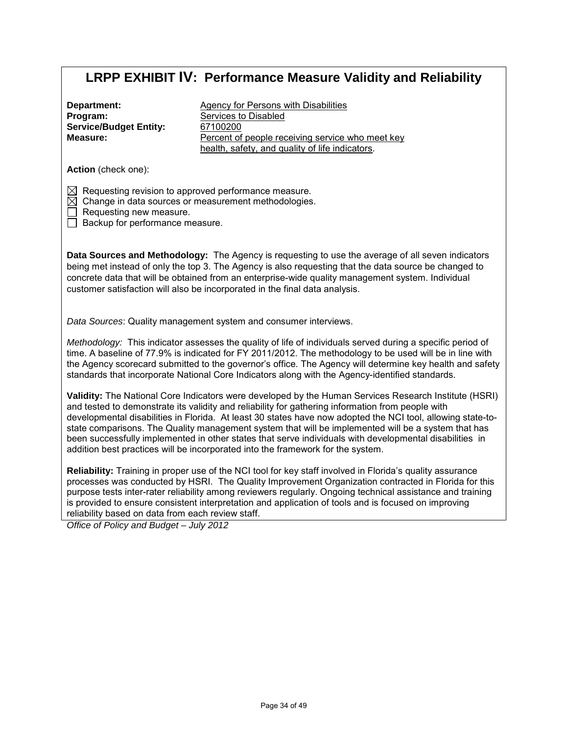# LRPP EXHIBIT IV: Performance Measure Validity and Reliability

**Department:** Agency for Persons with Disabilities
**Program:** Services to Disabled
**Service/Budget Entity:** 67100200
**Measure:** Percent of people receiving service who meet key health, safety, and quality of life indicators.

**Action** (check one):

- ☒ Requesting revision to approved performance measure.
- ☒ Change in data sources or measurement methodologies.
- ☐ Requesting new measure.
- ☐ Backup for performance measure.

**Data Sources and Methodology:** The Agency is requesting to use the average of all seven indicators being met instead of only the top 3. The Agency is also requesting that the data source be changed to concrete data that will be obtained from an enterprise-wide quality management system. Individual customer satisfaction will also be incorporated in the final data analysis.

*Data Sources*: Quality management system and consumer interviews.

*Methodology:* This indicator assesses the quality of life of individuals served during a specific period of time. A baseline of 77.9% is indicated for FY 2011/2012. The methodology to be used will be in line with the Agency scorecard submitted to the governor's office. The Agency will determine key health and safety standards that incorporate National Core Indicators along with the Agency-identified standards.

**Validity:** The National Core Indicators were developed by the Human Services Research Institute (HSRI) and tested to demonstrate its validity and reliability for gathering information from people with developmental disabilities in Florida. At least 30 states have now adopted the NCI tool, allowing state-to-state comparisons. The Quality management system that will be implemented will be a system that has been successfully implemented in other states that serve individuals with developmental disabilities in addition best practices will be incorporated into the framework for the system.

**Reliability:** Training in proper use of the NCI tool for key staff involved in Florida's quality assurance processes was conducted by HSRI. The Quality Improvement Organization contracted in Florida for this purpose tests inter-rater reliability among reviewers regularly. Ongoing technical assistance and training is provided to ensure consistent interpretation and application of tools and is focused on improving reliability based on data from each review staff.

*Office of Policy and Budget – July 2012*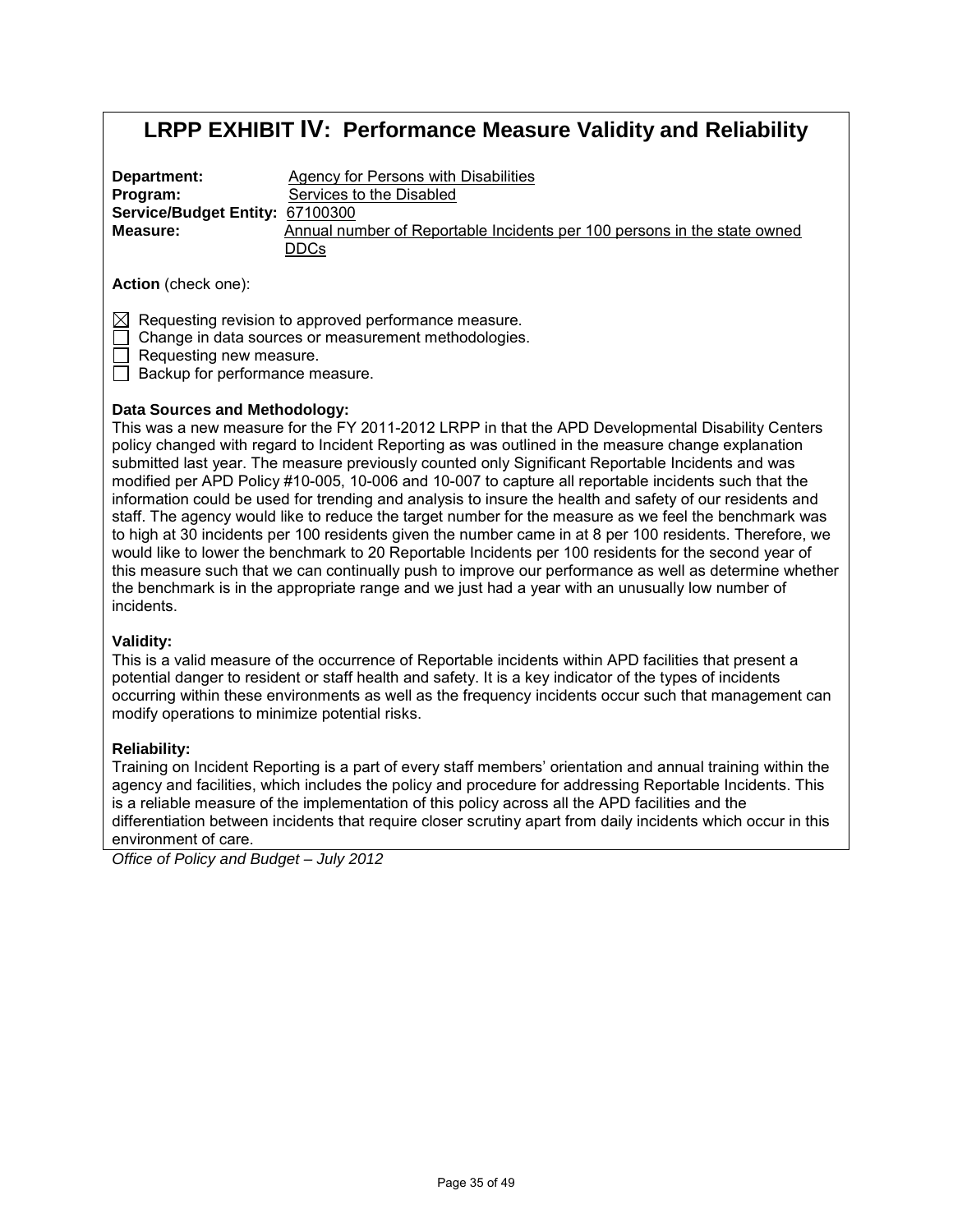# LRPP EXHIBIT IV: Performance Measure Validity and Reliability

**Department:** Agency for Persons with Disabilities
**Program:** Services to the Disabled
**Service/Budget Entity:** 67100300
**Measure:** Annual number of Reportable Incidents per 100 persons in the state owned DDCs

**Action** (check one):

- [x] Requesting revision to approved performance measure.
- [ ] Change in data sources or measurement methodologies.
- [ ] Requesting new measure.
- [ ] Backup for performance measure.

**Data Sources and Methodology:**
This was a new measure for the FY 2011-2012 LRPP in that the APD Developmental Disability Centers policy changed with regard to Incident Reporting as was outlined in the measure change explanation submitted last year. The measure previously counted only Significant Reportable Incidents and was modified per APD Policy #10-005, 10-006 and 10-007 to capture all reportable incidents such that the information could be used for trending and analysis to insure the health and safety of our residents and staff. The agency would like to reduce the target number for the measure as we feel the benchmark was to high at 30 incidents per 100 residents given the number came in at 8 per 100 residents. Therefore, we would like to lower the benchmark to 20 Reportable Incidents per 100 residents for the second year of this measure such that we can continually push to improve our performance as well as determine whether the benchmark is in the appropriate range and we just had a year with an unusually low number of incidents.

**Validity:**
This is a valid measure of the occurrence of Reportable incidents within APD facilities that present a potential danger to resident or staff health and safety. It is a key indicator of the types of incidents occurring within these environments as well as the frequency incidents occur such that management can modify operations to minimize potential risks.

**Reliability:**
Training on Incident Reporting is a part of every staff members' orientation and annual training within the agency and facilities, which includes the policy and procedure for addressing Reportable Incidents. This is a reliable measure of the implementation of this policy across all the APD facilities and the differentiation between incidents that require closer scrutiny apart from daily incidents which occur in this environment of care.

*Office of Policy and Budget – July 2012*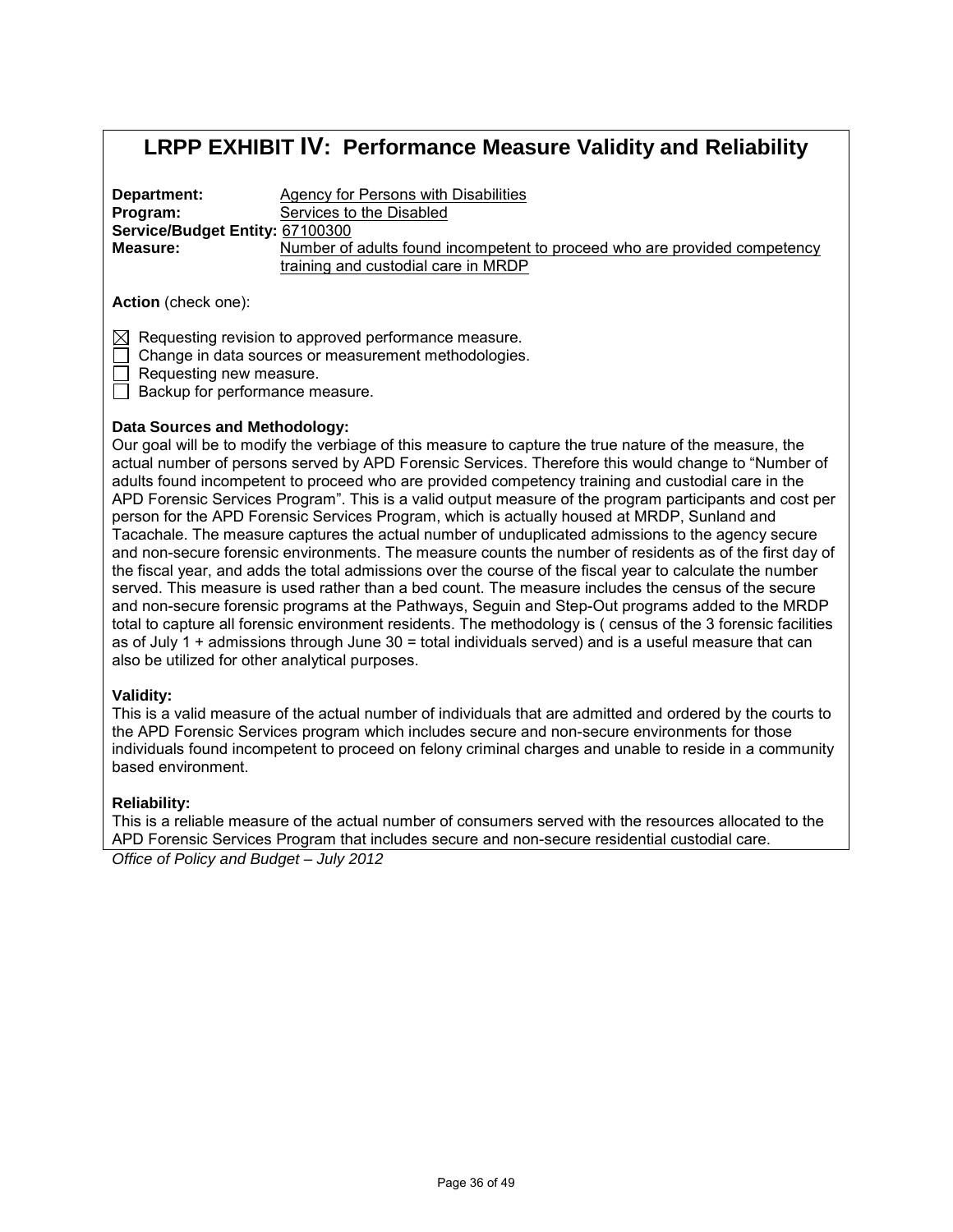# LRPP EXHIBIT IV: Performance Measure Validity and Reliability

**Department:** Agency for Persons with Disabilities
**Program:** Services to the Disabled
**Service/Budget Entity:** 67100300
**Measure:** Number of adults found incompetent to proceed who are provided competency training and custodial care in MRDP

**Action** (check one):

- ☒ Requesting revision to approved performance measure.
- ☐ Change in data sources or measurement methodologies.
- ☐ Requesting new measure.
- ☐ Backup for performance measure.

**Data Sources and Methodology:**
Our goal will be to modify the verbiage of this measure to capture the true nature of the measure, the actual number of persons served by APD Forensic Services. Therefore this would change to "Number of adults found incompetent to proceed who are provided competency training and custodial care in the APD Forensic Services Program". This is a valid output measure of the program participants and cost per person for the APD Forensic Services Program, which is actually housed at MRDP, Sunland and Tacachale. The measure captures the actual number of unduplicated admissions to the agency secure and non-secure forensic environments. The measure counts the number of residents as of the first day of the fiscal year, and adds the total admissions over the course of the fiscal year to calculate the number served. This measure is used rather than a bed count. The measure includes the census of the secure and non-secure forensic programs at the Pathways, Seguin and Step-Out programs added to the MRDP total to capture all forensic environment residents. The methodology is ( census of the 3 forensic facilities as of July 1 + admissions through June 30 = total individuals served) and is a useful measure that can also be utilized for other analytical purposes.

**Validity:**
This is a valid measure of the actual number of individuals that are admitted and ordered by the courts to the APD Forensic Services program which includes secure and non-secure environments for those individuals found incompetent to proceed on felony criminal charges and unable to reside in a community based environment.

**Reliability:**
This is a reliable measure of the actual number of consumers served with the resources allocated to the APD Forensic Services Program that includes secure and non-secure residential custodial care.

*Office of Policy and Budget – July 2012*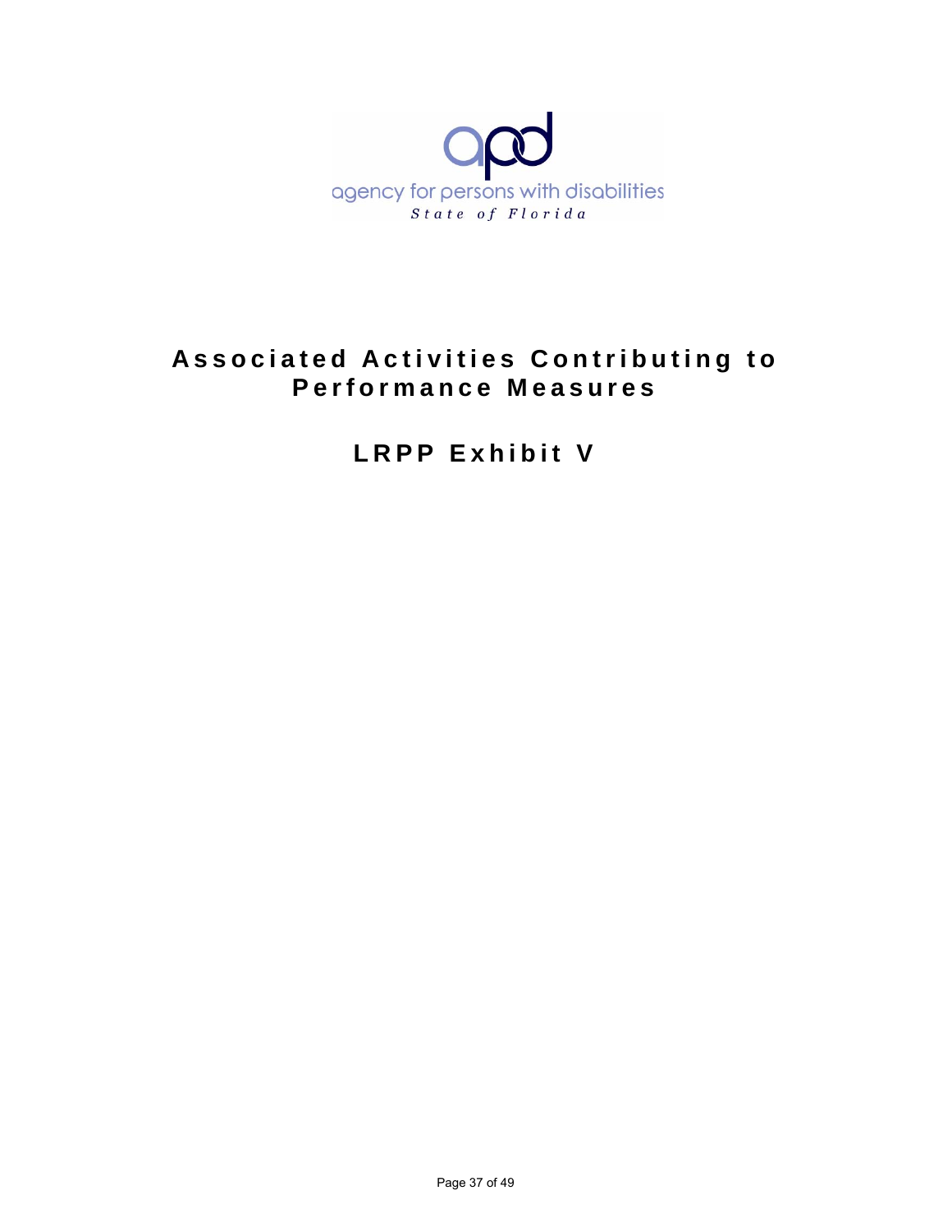apd

agency for persons with disabilities

*State of Florida*

# Associated Activities Contributing to Performance Measures

## LRPP Exhibit V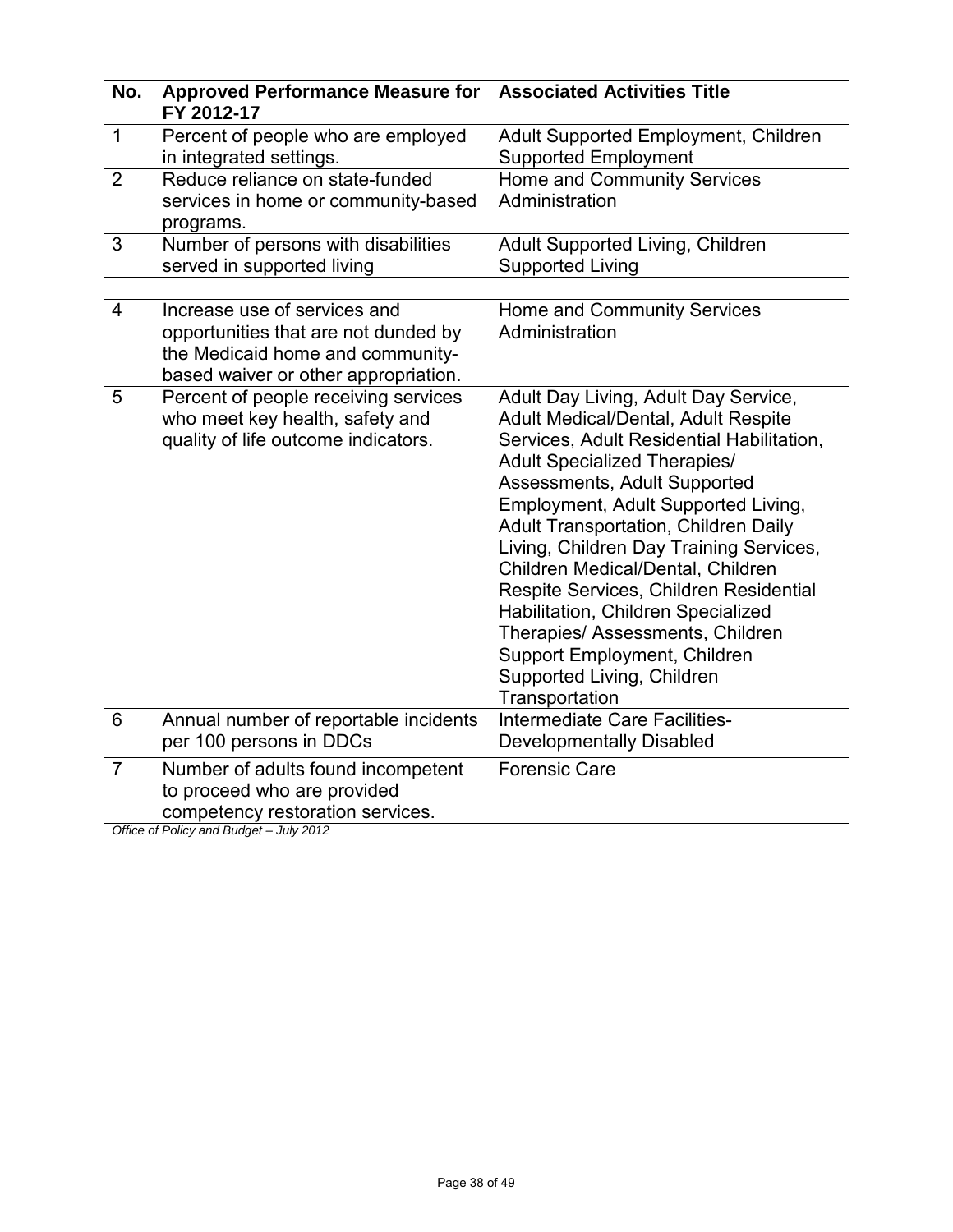| No. | Approved Performance Measure for FY 2012-17 | Associated Activities Title |
|---|---|---|
| 1 | Percent of people who are employed in integrated settings. | Adult Supported Employment, Children Supported Employment |
| 2 | Reduce reliance on state-funded services in home or community-based programs. | Home and Community Services Administration |
| 3 | Number of persons with disabilities served in supported living | Adult Supported Living, Children Supported Living |
| | | |
| 4 | Increase use of services and opportunities that are not dunded by the Medicaid home and community-based waiver or other appropriation. | Home and Community Services Administration |
| 5 | Percent of people receiving services who meet key health, safety and quality of life outcome indicators. | Adult Day Living, Adult Day Service, Adult Medical/Dental, Adult Respite Services, Adult Residential Habilitation, Adult Specialized Therapies/ Assessments, Adult Supported Employment, Adult Supported Living, Adult Transportation, Children Daily Living, Children Day Training Services, Children Medical/Dental, Children Respite Services, Children Residential Habilitation, Children Specialized Therapies/ Assessments, Children Support Employment, Children Supported Living, Children Transportation |
| 6 | Annual number of reportable incidents per 100 persons in DDCs | Intermediate Care Facilities-Developmentally Disabled |
| 7 | Number of adults found incompetent to proceed who are provided competency restoration services. | Forensic Care |

*Office of Policy and Budget – July 2012*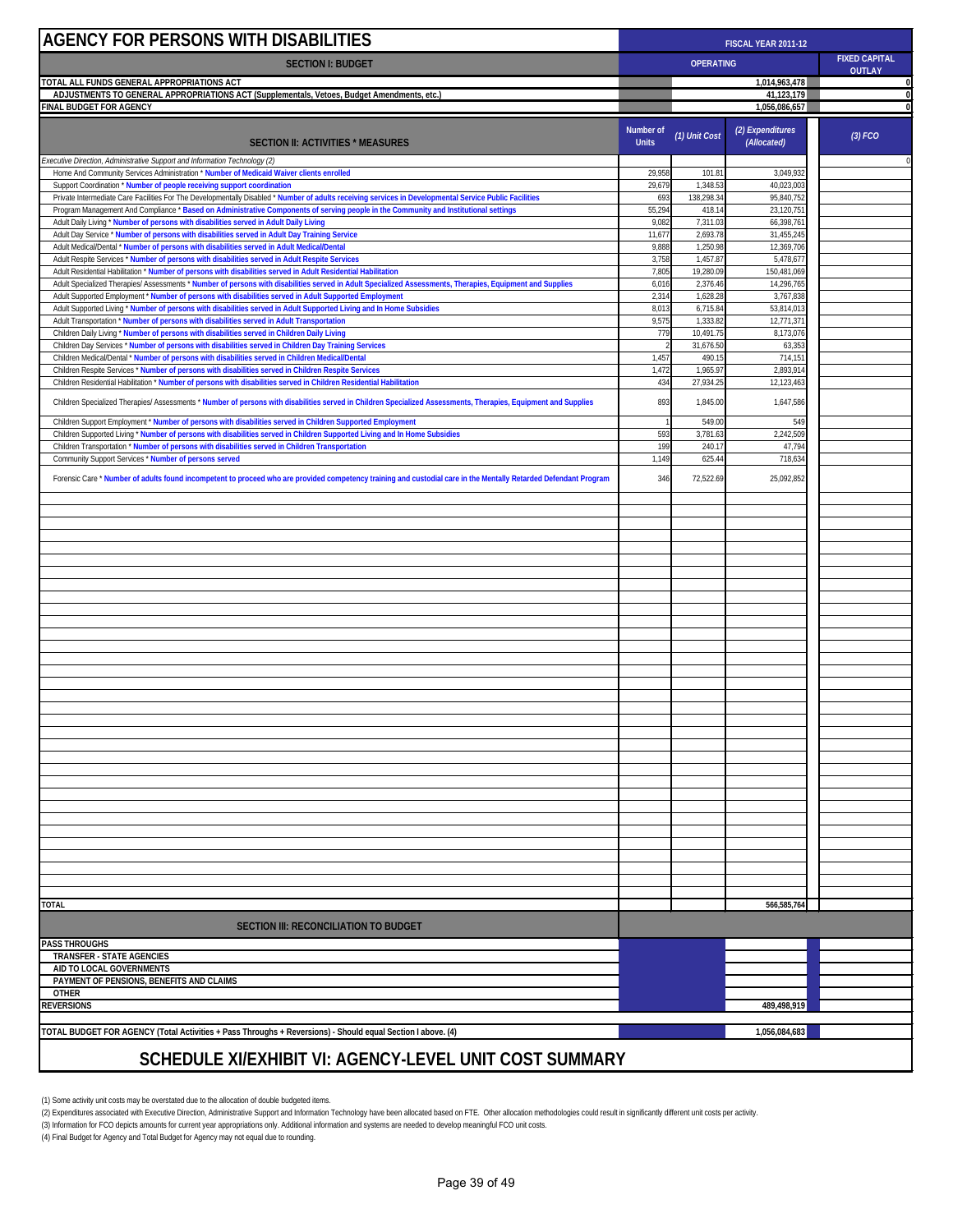# AGENCY FOR PERSONS WITH DISABILITIES

| SECTION I: BUDGET | FISCAL YEAR 2011-12 OPERATING | | | FIXED CAPITAL OUTLAY |
|---|---|---|---|---|
| TOTAL ALL FUNDS GENERAL APPROPRIATIONS ACT | | | 1,014,963,478 | 0 |
| ADJUSTMENTS TO GENERAL APPROPRIATIONS ACT (Supplementals, Vetoes, Budget Amendments, etc.) | | | 41,123,179 | 0 |
| FINAL BUDGET FOR AGENCY | | | 1,056,086,657 | 0 |

| SECTION II: ACTIVITIES * MEASURES | Number of Units | (1) Unit Cost | (2) Expenditures (Allocated) | (3) FCO |
|---|---|---|---|---|
| Executive Direction, Administrative Support and Information Technology (2) | | | | 0 |
| Home And Community Services Administration * Number of Medicaid Waiver clients enrolled | 29,958 | 101.81 | 3,049,932 | |
| Support Coordination * Number of people receiving support coordination | 29,679 | 1,348.53 | 40,023,003 | |
| Private Intermediate Care Facilities For The Developmentally Disabled * Number of adults receiving services in Developmental Service Public Facilities | 693 | 138,298.34 | 95,840,752 | |
| Program Management And Compliance * Based on Administrative Components of serving people in the Community and Institutional settings | 55,294 | 418.14 | 23,120,751 | |
| Adult Daily Living * Number of persons with disabilities served in Adult Daily Living | 9,082 | 7,311.03 | 66,398,761 | |
| Adult Day Service * Number of persons with disabilities served in Adult Day Training Service | 11,677 | 2,693.78 | 31,455,245 | |
| Adult Medical/Dental * Number of persons with disabilities served in Adult Medical/Dental | 9,888 | 1,250.98 | 12,369,706 | |
| Adult Respite Services * Number of persons with disabilities served in Adult Respite Services | 3,758 | 1,457.87 | 5,478,677 | |
| Adult Residential Habilitation * Number of persons with disabilities served in Adult Residential Habilitation | 7,805 | 19,280.09 | 150,481,069 | |
| Adult Specialized Therapies/ Assessments * Number of persons with disabilities served in Adult Specialized Assessments, Therapies, Equipment and Supplies | 6,016 | 2,376.46 | 14,296,765 | |
| Adult Supported Employment * Number of persons with disabilities served in Adult Supported Employment | 2,314 | 1,628.28 | 3,767,838 | |
| Adult Supported Living * Number of persons with disabilities served in Adult Supported Living and In Home Subsidies | 8,013 | 6,715.84 | 53,814,013 | |
| Adult Transportation * Number of persons with disabilities served in Adult Transportation | 9,575 | 1,333.82 | 12,771,371 | |
| Children Daily Living * Number of persons with disabilities served in Children Daily Living | 779 | 10,491.75 | 8,173,076 | |
| Children Day Services * Number of persons with disabilities served in Children Day Training Services | 2 | 31,676.50 | 63,353 | |
| Children Medical/Dental * Number of persons with disabilities served in Children Medical/Dental | 1,457 | 490.15 | 714,151 | |
| Children Respite Services * Number of persons with disabilities served in Children Respite Services | 1,472 | 1,965.97 | 2,893,914 | |
| Children Residential Habilitation * Number of persons with disabilities served in Children Residential Habilitation | 434 | 27,934.25 | 12,123,463 | |
| Children Specialized Therapies/ Assessments * Number of persons with disabilities served in Children Specialized Assessments, Therapies, Equipment and Supplies | 893 | 1,845.00 | 1,647,586 | |
| Children Support Employment * Number of persons with disabilities served in Children Supported Employment | 1 | 549.00 | 549 | |
| Children Supported Living * Number of persons with disabilities served in Children Supported Living and In Home Subsidies | 593 | 3,781.63 | 2,242,509 | |
| Children Transportation * Number of persons with disabilities served in Children Transportation | 199 | 240.17 | 47,794 | |
| Community Support Services * Number of persons served | 1,149 | 625.44 | 718,634 | |
| Forensic Care * Number of adults found incompetent to proceed who are provided competency training and custodial care in the Mentally Retarded Defendant Program | 346 | 72,522.69 | 25,092,852 | |
| TOTAL | | | 566,585,764 | |

| SECTION III: RECONCILIATION TO BUDGET | | | | |
|---|---|---|---|---|
| PASS THROUGHS | | | | |
| TRANSFER - STATE AGENCIES | | | | |
| AID TO LOCAL GOVERNMENTS | | | | |
| PAYMENT OF PENSIONS, BENEFITS AND CLAIMS | | | | |
| OTHER | | | | |
| REVERSIONS | | | 489,498,919 | |
| TOTAL BUDGET FOR AGENCY (Total Activities + Pass Throughs + Reversions) - Should equal Section I above. (4) | | | 1,056,084,683 | |

## SCHEDULE XI/EXHIBIT VI: AGENCY-LEVEL UNIT COST SUMMARY

(1) Some activity unit costs may be overstated due to the allocation of double budgeted items.

(2) Expenditures associated with Executive Direction, Administrative Support and Information Technology have been allocated based on FTE. Other allocation methodologies could result in significantly different unit costs per activity.

(3) Information for FCO depicts amounts for current year appropriations only. Additional information and systems are needed to develop meaningful FCO unit costs.

(4) Final Budget for Agency and Total Budget for Agency may not equal due to rounding.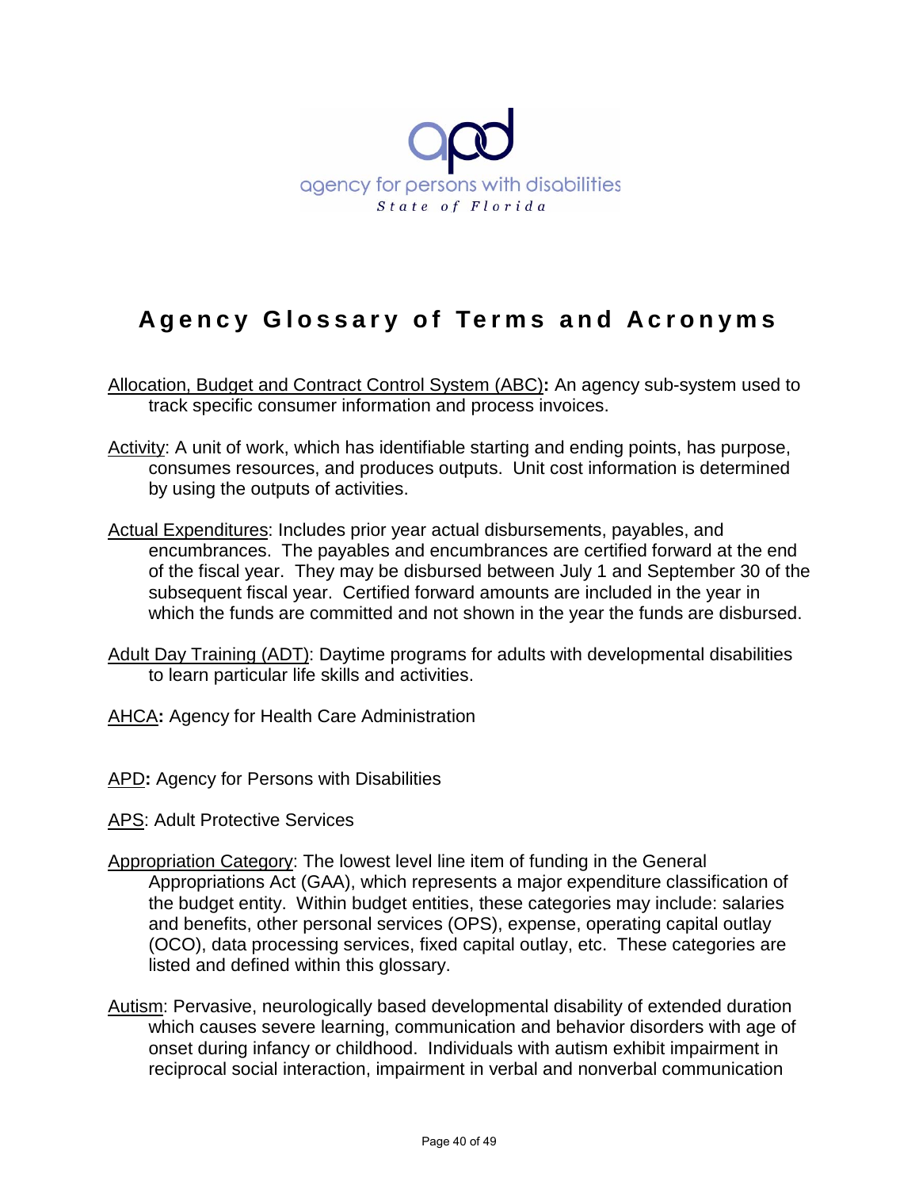agency for persons with disabilities
*State of Florida*

# Agency Glossary of Terms and Acronyms

Allocation, Budget and Contract Control System (ABC)**:** An agency sub-system used to track specific consumer information and process invoices.

Activity: A unit of work, which has identifiable starting and ending points, has purpose, consumes resources, and produces outputs. Unit cost information is determined by using the outputs of activities.

Actual Expenditures: Includes prior year actual disbursements, payables, and encumbrances. The payables and encumbrances are certified forward at the end of the fiscal year. They may be disbursed between July 1 and September 30 of the subsequent fiscal year. Certified forward amounts are included in the year in which the funds are committed and not shown in the year the funds are disbursed.

Adult Day Training (ADT): Daytime programs for adults with developmental disabilities to learn particular life skills and activities.

AHCA**:** Agency for Health Care Administration

APD**:** Agency for Persons with Disabilities

APS: Adult Protective Services

Appropriation Category: The lowest level line item of funding in the General Appropriations Act (GAA), which represents a major expenditure classification of the budget entity. Within budget entities, these categories may include: salaries and benefits, other personal services (OPS), expense, operating capital outlay (OCO), data processing services, fixed capital outlay, etc. These categories are listed and defined within this glossary.

Autism: Pervasive, neurologically based developmental disability of extended duration which causes severe learning, communication and behavior disorders with age of onset during infancy or childhood. Individuals with autism exhibit impairment in reciprocal social interaction, impairment in verbal and nonverbal communication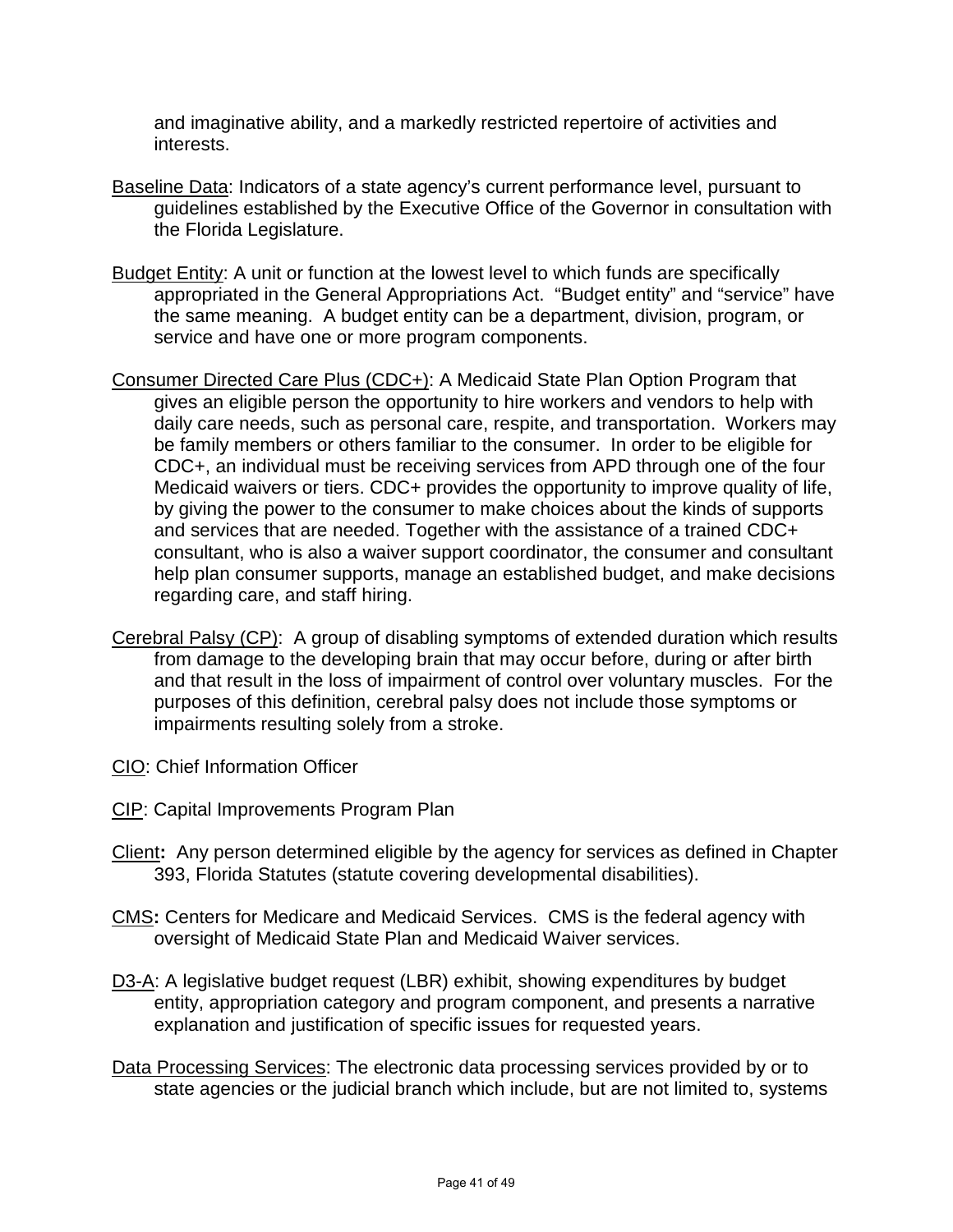and imaginative ability, and a markedly restricted repertoire of activities and interests.

<u>Baseline Data</u>: Indicators of a state agency's current performance level, pursuant to guidelines established by the Executive Office of the Governor in consultation with the Florida Legislature.

<u>Budget Entity</u>: A unit or function at the lowest level to which funds are specifically appropriated in the General Appropriations Act. "Budget entity" and "service" have the same meaning. A budget entity can be a department, division, program, or service and have one or more program components.

<u>Consumer Directed Care Plus (CDC+)</u>: A Medicaid State Plan Option Program that gives an eligible person the opportunity to hire workers and vendors to help with daily care needs, such as personal care, respite, and transportation. Workers may be family members or others familiar to the consumer. In order to be eligible for CDC+, an individual must be receiving services from APD through one of the four Medicaid waivers or tiers. CDC+ provides the opportunity to improve quality of life, by giving the power to the consumer to make choices about the kinds of supports and services that are needed. Together with the assistance of a trained CDC+ consultant, who is also a waiver support coordinator, the consumer and consultant help plan consumer supports, manage an established budget, and make decisions regarding care, and staff hiring.

<u>Cerebral Palsy (CP)</u>: A group of disabling symptoms of extended duration which results from damage to the developing brain that may occur before, during or after birth and that result in the loss of impairment of control over voluntary muscles. For the purposes of this definition, cerebral palsy does not include those symptoms or impairments resulting solely from a stroke.

<u>CIO</u>: Chief Information Officer

<u>CIP</u>: Capital Improvements Program Plan

<u>Client</u>**:** Any person determined eligible by the agency for services as defined in Chapter 393, Florida Statutes (statute covering developmental disabilities).

<u>CMS</u>**:** Centers for Medicare and Medicaid Services. CMS is the federal agency with oversight of Medicaid State Plan and Medicaid Waiver services.

<u>D3-A</u>: A legislative budget request (LBR) exhibit, showing expenditures by budget entity, appropriation category and program component, and presents a narrative explanation and justification of specific issues for requested years.

<u>Data Processing Services</u>: The electronic data processing services provided by or to state agencies or the judicial branch which include, but are not limited to, systems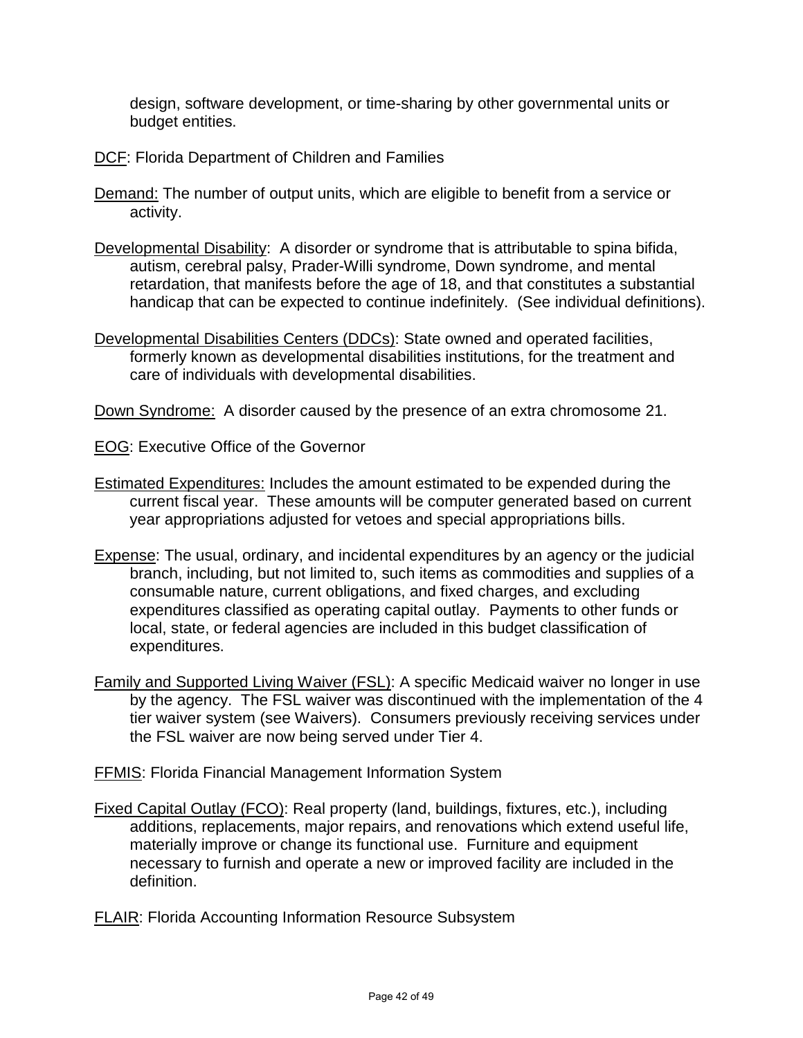design, software development, or time-sharing by other governmental units or budget entities.

DCF: Florida Department of Children and Families

Demand: The number of output units, which are eligible to benefit from a service or activity.

Developmental Disability: A disorder or syndrome that is attributable to spina bifida, autism, cerebral palsy, Prader-Willi syndrome, Down syndrome, and mental retardation, that manifests before the age of 18, and that constitutes a substantial handicap that can be expected to continue indefinitely. (See individual definitions).

Developmental Disabilities Centers (DDCs): State owned and operated facilities, formerly known as developmental disabilities institutions, for the treatment and care of individuals with developmental disabilities.

Down Syndrome: A disorder caused by the presence of an extra chromosome 21.

EOG: Executive Office of the Governor

Estimated Expenditures: Includes the amount estimated to be expended during the current fiscal year. These amounts will be computer generated based on current year appropriations adjusted for vetoes and special appropriations bills.

Expense: The usual, ordinary, and incidental expenditures by an agency or the judicial branch, including, but not limited to, such items as commodities and supplies of a consumable nature, current obligations, and fixed charges, and excluding expenditures classified as operating capital outlay. Payments to other funds or local, state, or federal agencies are included in this budget classification of expenditures.

Family and Supported Living Waiver (FSL): A specific Medicaid waiver no longer in use by the agency. The FSL waiver was discontinued with the implementation of the 4 tier waiver system (see Waivers). Consumers previously receiving services under the FSL waiver are now being served under Tier 4.

FFMIS: Florida Financial Management Information System

Fixed Capital Outlay (FCO): Real property (land, buildings, fixtures, etc.), including additions, replacements, major repairs, and renovations which extend useful life, materially improve or change its functional use. Furniture and equipment necessary to furnish and operate a new or improved facility are included in the definition.

FLAIR: Florida Accounting Information Resource Subsystem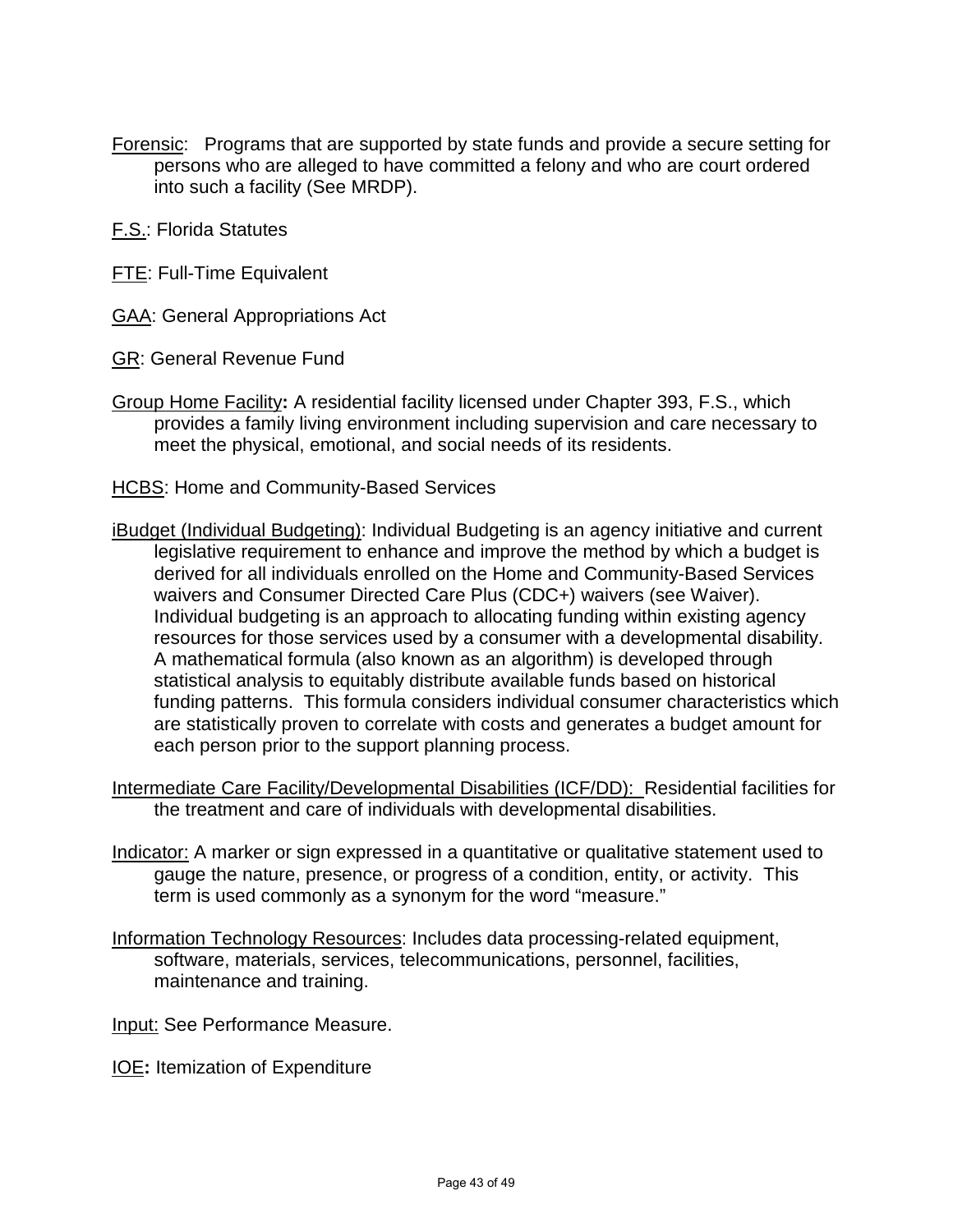<u>Forensic</u>: Programs that are supported by state funds and provide a secure setting for persons who are alleged to have committed a felony and who are court ordered into such a facility (See MRDP).

<u>F.S.</u>: Florida Statutes

<u>FTE</u>: Full-Time Equivalent

<u>GAA</u>: General Appropriations Act

<u>GR</u>: General Revenue Fund

<u>Group Home Facility</u>**:** A residential facility licensed under Chapter 393, F.S., which provides a family living environment including supervision and care necessary to meet the physical, emotional, and social needs of its residents.

<u>HCBS</u>: Home and Community-Based Services

<u>iBudget (Individual Budgeting)</u>: Individual Budgeting is an agency initiative and current legislative requirement to enhance and improve the method by which a budget is derived for all individuals enrolled on the Home and Community-Based Services waivers and Consumer Directed Care Plus (CDC+) waivers (see Waiver). Individual budgeting is an approach to allocating funding within existing agency resources for those services used by a consumer with a developmental disability. A mathematical formula (also known as an algorithm) is developed through statistical analysis to equitably distribute available funds based on historical funding patterns. This formula considers individual consumer characteristics which are statistically proven to correlate with costs and generates a budget amount for each person prior to the support planning process.

<u>Intermediate Care Facility/Developmental Disabilities (ICF/DD):</u> Residential facilities for the treatment and care of individuals with developmental disabilities.

<u>Indicator:</u> A marker or sign expressed in a quantitative or qualitative statement used to gauge the nature, presence, or progress of a condition, entity, or activity. This term is used commonly as a synonym for the word "measure."

<u>Information Technology Resources</u>: Includes data processing-related equipment, software, materials, services, telecommunications, personnel, facilities, maintenance and training.

<u>Input:</u> See Performance Measure.

<u>IOE</u>**:** Itemization of Expenditure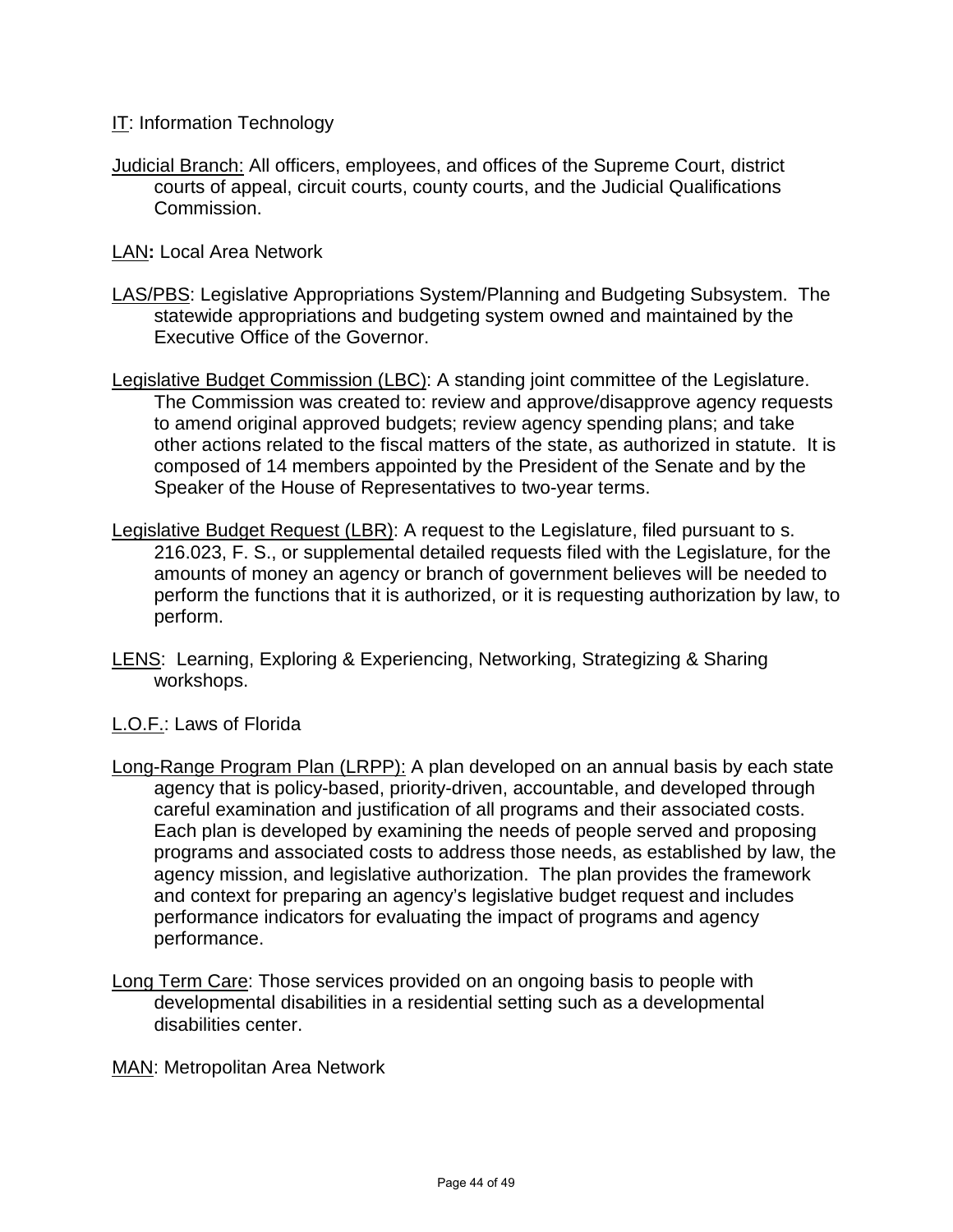IT: Information Technology

Judicial Branch: All officers, employees, and offices of the Supreme Court, district courts of appeal, circuit courts, county courts, and the Judicial Qualifications Commission.

LAN**:** Local Area Network

LAS/PBS: Legislative Appropriations System/Planning and Budgeting Subsystem. The statewide appropriations and budgeting system owned and maintained by the Executive Office of the Governor.

Legislative Budget Commission (LBC): A standing joint committee of the Legislature. The Commission was created to: review and approve/disapprove agency requests to amend original approved budgets; review agency spending plans; and take other actions related to the fiscal matters of the state, as authorized in statute. It is composed of 14 members appointed by the President of the Senate and by the Speaker of the House of Representatives to two-year terms.

Legislative Budget Request (LBR): A request to the Legislature, filed pursuant to s. 216.023, F. S., or supplemental detailed requests filed with the Legislature, for the amounts of money an agency or branch of government believes will be needed to perform the functions that it is authorized, or it is requesting authorization by law, to perform.

LENS: Learning, Exploring & Experiencing, Networking, Strategizing & Sharing workshops.

L.O.F.: Laws of Florida

Long-Range Program Plan (LRPP): A plan developed on an annual basis by each state agency that is policy-based, priority-driven, accountable, and developed through careful examination and justification of all programs and their associated costs. Each plan is developed by examining the needs of people served and proposing programs and associated costs to address those needs, as established by law, the agency mission, and legislative authorization. The plan provides the framework and context for preparing an agency's legislative budget request and includes performance indicators for evaluating the impact of programs and agency performance.

Long Term Care: Those services provided on an ongoing basis to people with developmental disabilities in a residential setting such as a developmental disabilities center.

MAN: Metropolitan Area Network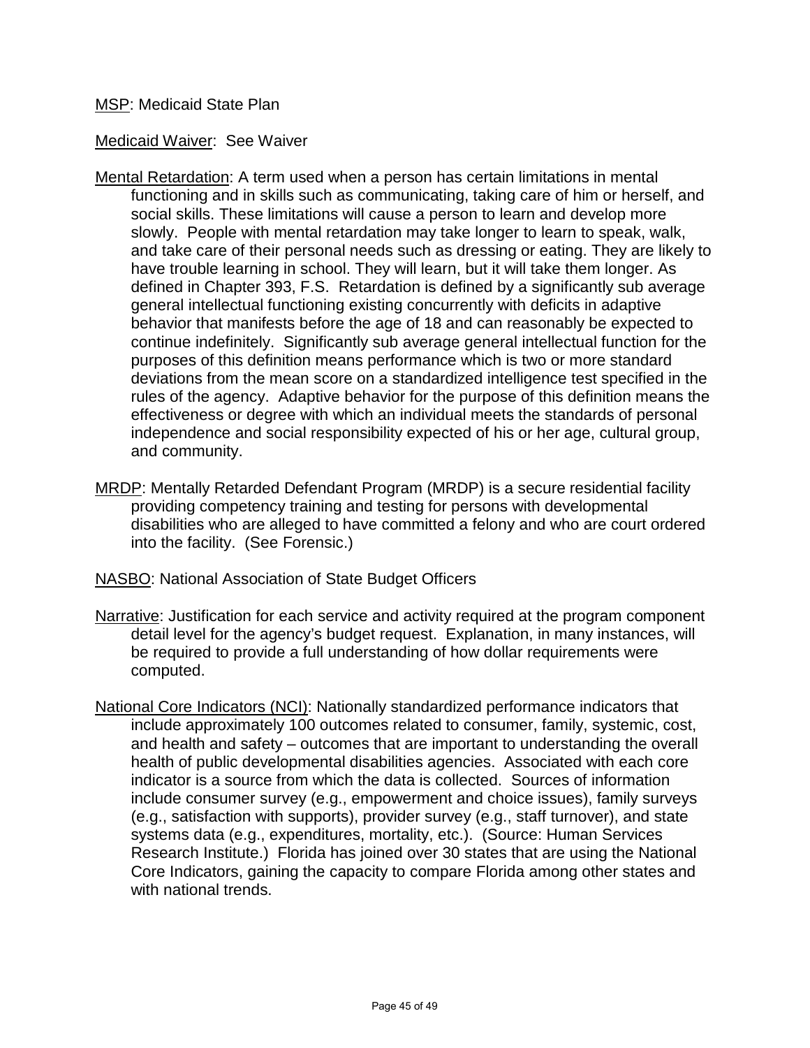MSP: Medicaid State Plan

Medicaid Waiver: See Waiver

Mental Retardation: A term used when a person has certain limitations in mental functioning and in skills such as communicating, taking care of him or herself, and social skills. These limitations will cause a person to learn and develop more slowly. People with mental retardation may take longer to learn to speak, walk, and take care of their personal needs such as dressing or eating. They are likely to have trouble learning in school. They will learn, but it will take them longer. As defined in Chapter 393, F.S. Retardation is defined by a significantly sub average general intellectual functioning existing concurrently with deficits in adaptive behavior that manifests before the age of 18 and can reasonably be expected to continue indefinitely. Significantly sub average general intellectual function for the purposes of this definition means performance which is two or more standard deviations from the mean score on a standardized intelligence test specified in the rules of the agency. Adaptive behavior for the purpose of this definition means the effectiveness or degree with which an individual meets the standards of personal independence and social responsibility expected of his or her age, cultural group, and community.

MRDP: Mentally Retarded Defendant Program (MRDP) is a secure residential facility providing competency training and testing for persons with developmental disabilities who are alleged to have committed a felony and who are court ordered into the facility. (See Forensic.)

NASBO: National Association of State Budget Officers

Narrative: Justification for each service and activity required at the program component detail level for the agency's budget request. Explanation, in many instances, will be required to provide a full understanding of how dollar requirements were computed.

National Core Indicators (NCI): Nationally standardized performance indicators that include approximately 100 outcomes related to consumer, family, systemic, cost, and health and safety – outcomes that are important to understanding the overall health of public developmental disabilities agencies. Associated with each core indicator is a source from which the data is collected. Sources of information include consumer survey (e.g., empowerment and choice issues), family surveys (e.g., satisfaction with supports), provider survey (e.g., staff turnover), and state systems data (e.g., expenditures, mortality, etc.). (Source: Human Services Research Institute.) Florida has joined over 30 states that are using the National Core Indicators, gaining the capacity to compare Florida among other states and with national trends.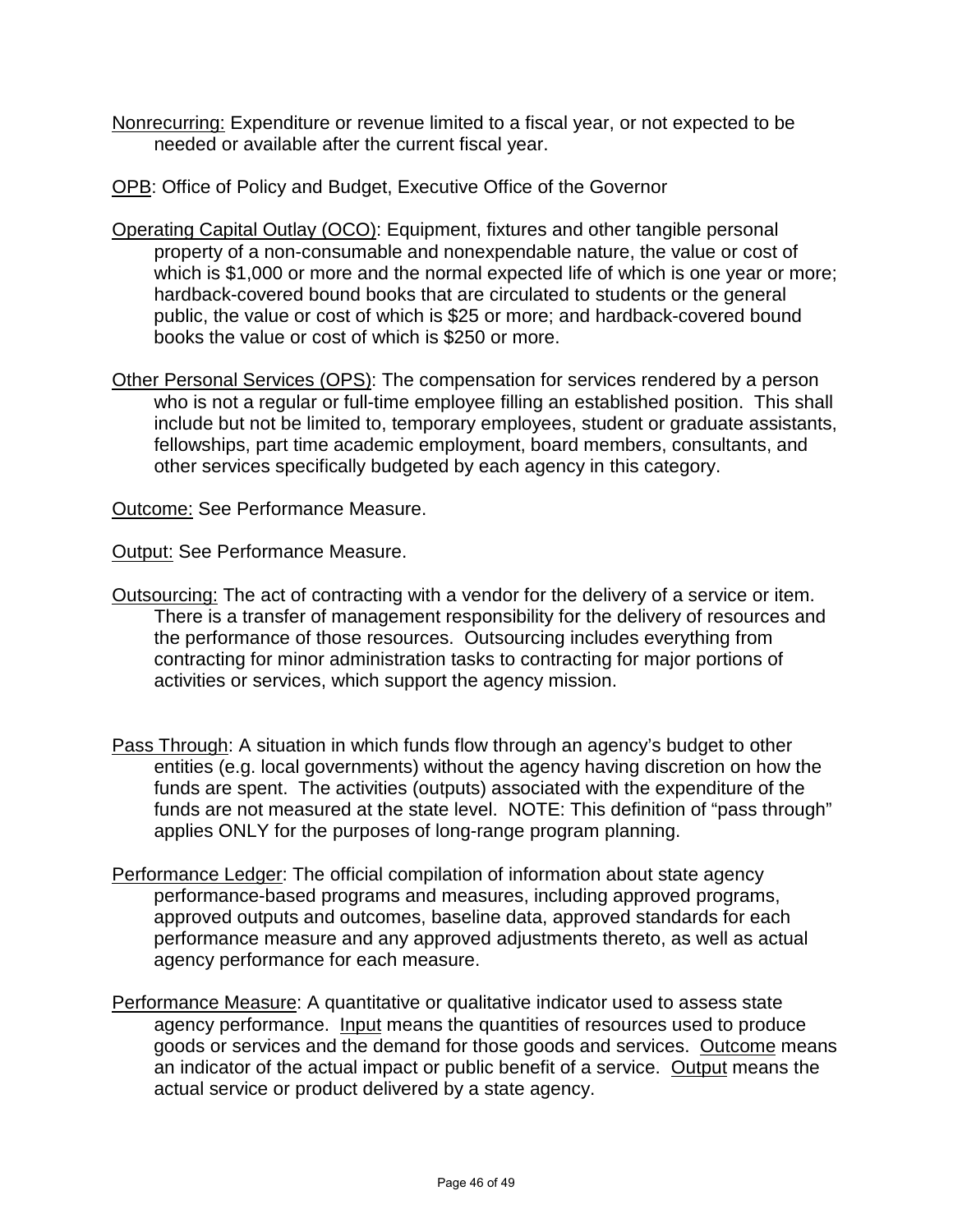<u>Nonrecurring:</u> Expenditure or revenue limited to a fiscal year, or not expected to be needed or available after the current fiscal year.

<u>OPB</u>: Office of Policy and Budget, Executive Office of the Governor

<u>Operating Capital Outlay (OCO)</u>: Equipment, fixtures and other tangible personal property of a non-consumable and nonexpendable nature, the value or cost of which is $1,000 or more and the normal expected life of which is one year or more; hardback-covered bound books that are circulated to students or the general public, the value or cost of which is $25 or more; and hardback-covered bound books the value or cost of which is $250 or more.

<u>Other Personal Services (OPS)</u>: The compensation for services rendered by a person who is not a regular or full-time employee filling an established position. This shall include but not be limited to, temporary employees, student or graduate assistants, fellowships, part time academic employment, board members, consultants, and other services specifically budgeted by each agency in this category.

<u>Outcome:</u> See Performance Measure.

<u>Output:</u> See Performance Measure.

<u>Outsourcing:</u> The act of contracting with a vendor for the delivery of a service or item. There is a transfer of management responsibility for the delivery of resources and the performance of those resources. Outsourcing includes everything from contracting for minor administration tasks to contracting for major portions of activities or services, which support the agency mission.

<u>Pass Through</u>: A situation in which funds flow through an agency's budget to other entities (e.g. local governments) without the agency having discretion on how the funds are spent. The activities (outputs) associated with the expenditure of the funds are not measured at the state level. NOTE: This definition of "pass through" applies ONLY for the purposes of long-range program planning.

<u>Performance Ledger</u>: The official compilation of information about state agency performance-based programs and measures, including approved programs, approved outputs and outcomes, baseline data, approved standards for each performance measure and any approved adjustments thereto, as well as actual agency performance for each measure.

<u>Performance Measure</u>: A quantitative or qualitative indicator used to assess state agency performance. <u>Input</u> means the quantities of resources used to produce goods or services and the demand for those goods and services. <u>Outcome</u> means an indicator of the actual impact or public benefit of a service. <u>Output</u> means the actual service or product delivered by a state agency.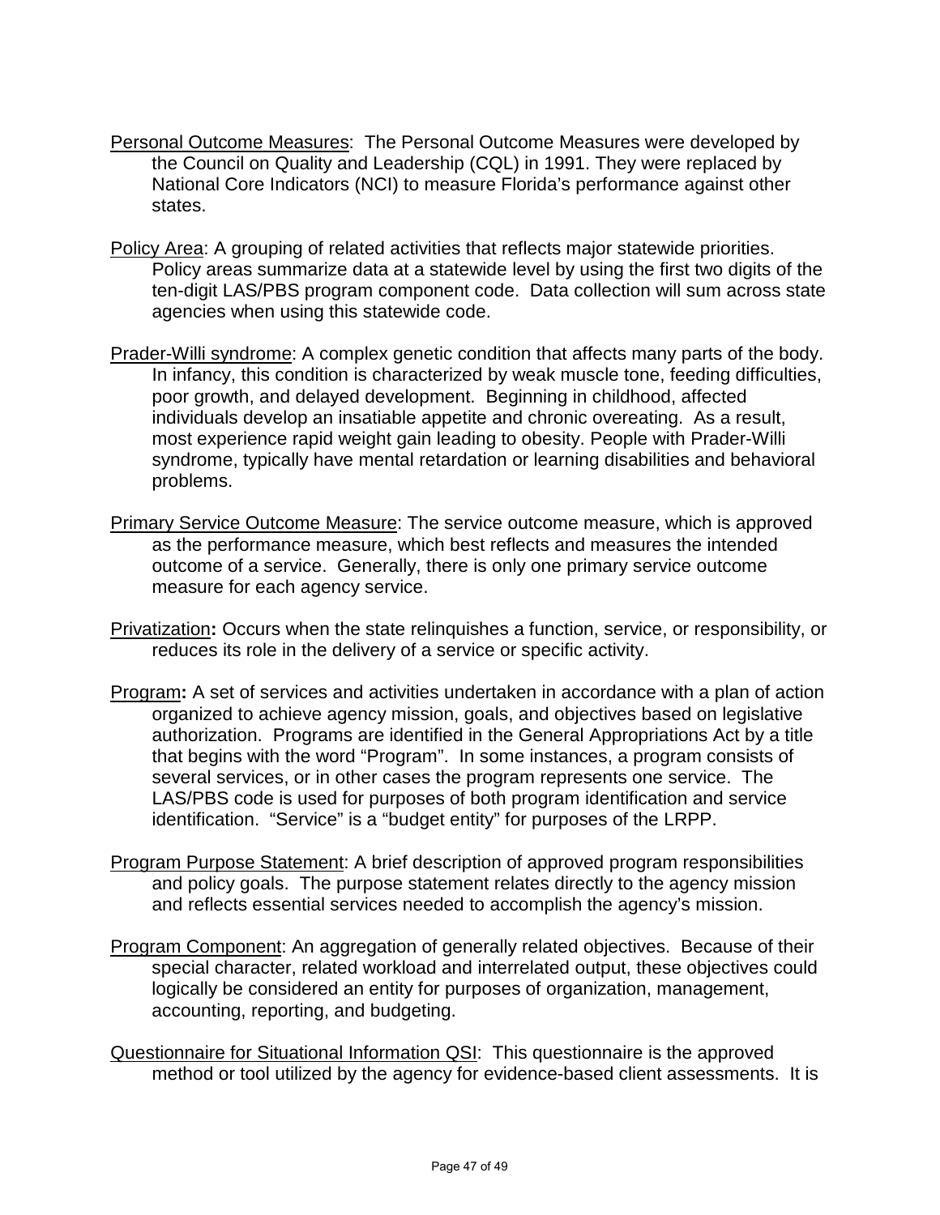<u>Personal Outcome Measures</u>: The Personal Outcome Measures were developed by the Council on Quality and Leadership (CQL) in 1991. They were replaced by National Core Indicators (NCI) to measure Florida's performance against other states.

<u>Policy Area</u>: A grouping of related activities that reflects major statewide priorities. Policy areas summarize data at a statewide level by using the first two digits of the ten-digit LAS/PBS program component code. Data collection will sum across state agencies when using this statewide code.

<u>Prader-Willi syndrome</u>: A complex genetic condition that affects many parts of the body. In infancy, this condition is characterized by weak muscle tone, feeding difficulties, poor growth, and delayed development. Beginning in childhood, affected individuals develop an insatiable appetite and chronic overeating. As a result, most experience rapid weight gain leading to obesity. People with Prader-Willi syndrome, typically have mental retardation or learning disabilities and behavioral problems.

<u>Primary Service Outcome Measure</u>: The service outcome measure, which is approved as the performance measure, which best reflects and measures the intended outcome of a service. Generally, there is only one primary service outcome measure for each agency service.

<u>Privatization</u>**:** Occurs when the state relinquishes a function, service, or responsibility, or reduces its role in the delivery of a service or specific activity.

<u>Program</u>**:** A set of services and activities undertaken in accordance with a plan of action organized to achieve agency mission, goals, and objectives based on legislative authorization. Programs are identified in the General Appropriations Act by a title that begins with the word "Program". In some instances, a program consists of several services, or in other cases the program represents one service. The LAS/PBS code is used for purposes of both program identification and service identification. "Service" is a "budget entity" for purposes of the LRPP.

<u>Program Purpose Statement</u>: A brief description of approved program responsibilities and policy goals. The purpose statement relates directly to the agency mission and reflects essential services needed to accomplish the agency's mission.

<u>Program Component</u>: An aggregation of generally related objectives. Because of their special character, related workload and interrelated output, these objectives could logically be considered an entity for purposes of organization, management, accounting, reporting, and budgeting.

<u>Questionnaire for Situational Information QSI</u>: This questionnaire is the approved method or tool utilized by the agency for evidence-based client assessments. It is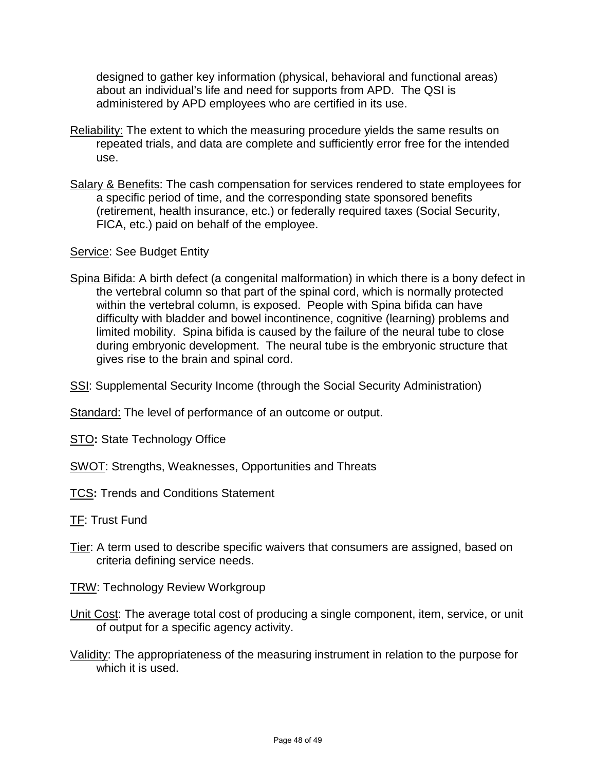designed to gather key information (physical, behavioral and functional areas) about an individual's life and need for supports from APD. The QSI is administered by APD employees who are certified in its use.

Reliability: The extent to which the measuring procedure yields the same results on repeated trials, and data are complete and sufficiently error free for the intended use.

Salary & Benefits: The cash compensation for services rendered to state employees for a specific period of time, and the corresponding state sponsored benefits (retirement, health insurance, etc.) or federally required taxes (Social Security, FICA, etc.) paid on behalf of the employee.

Service: See Budget Entity

Spina Bifida: A birth defect (a congenital malformation) in which there is a bony defect in the vertebral column so that part of the spinal cord, which is normally protected within the vertebral column, is exposed. People with Spina bifida can have difficulty with bladder and bowel incontinence, cognitive (learning) problems and limited mobility. Spina bifida is caused by the failure of the neural tube to close during embryonic development. The neural tube is the embryonic structure that gives rise to the brain and spinal cord.

SSI: Supplemental Security Income (through the Social Security Administration)

Standard: The level of performance of an outcome or output.

STO**:** State Technology Office

SWOT: Strengths, Weaknesses, Opportunities and Threats

TCS**:** Trends and Conditions Statement

TF: Trust Fund

Tier: A term used to describe specific waivers that consumers are assigned, based on criteria defining service needs.

TRW: Technology Review Workgroup

Unit Cost: The average total cost of producing a single component, item, service, or unit of output for a specific agency activity.

Validity: The appropriateness of the measuring instrument in relation to the purpose for which it is used.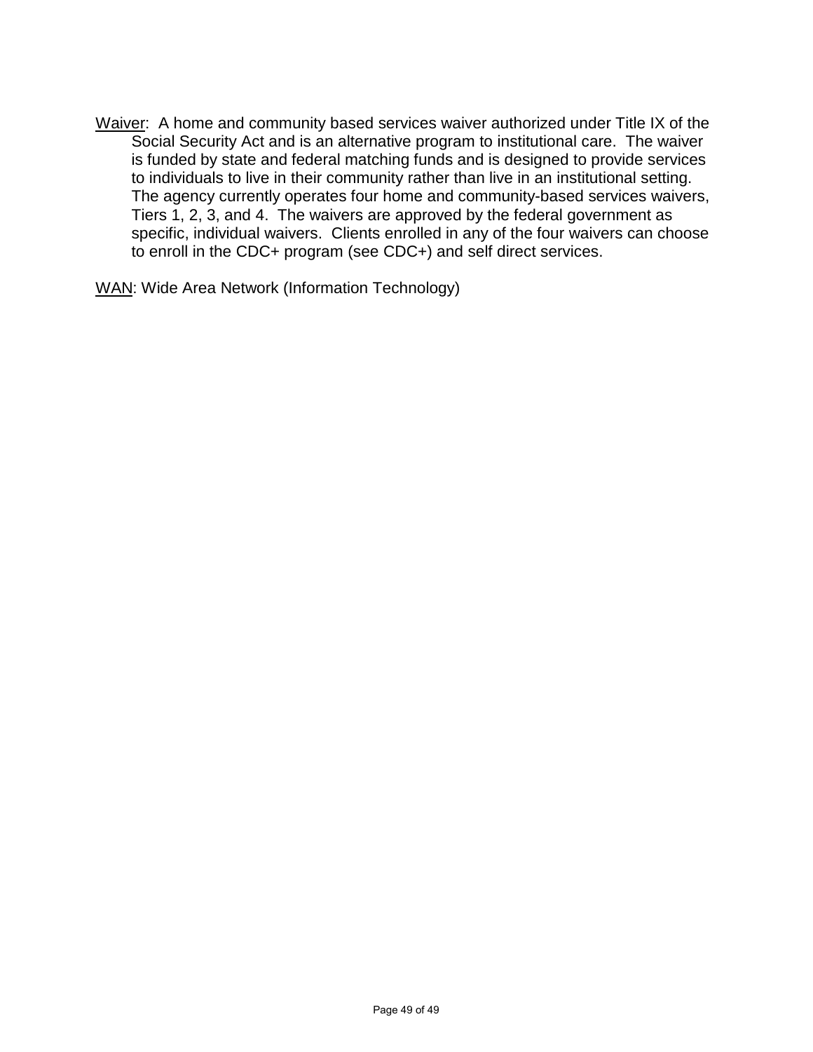<u>Waiver</u>: A home and community based services waiver authorized under Title IX of the Social Security Act and is an alternative program to institutional care. The waiver is funded by state and federal matching funds and is designed to provide services to individuals to live in their community rather than live in an institutional setting. The agency currently operates four home and community-based services waivers, Tiers 1, 2, 3, and 4. The waivers are approved by the federal government as specific, individual waivers. Clients enrolled in any of the four waivers can choose to enroll in the CDC+ program (see CDC+) and self direct services.

<u>WAN</u>: Wide Area Network (Information Technology)